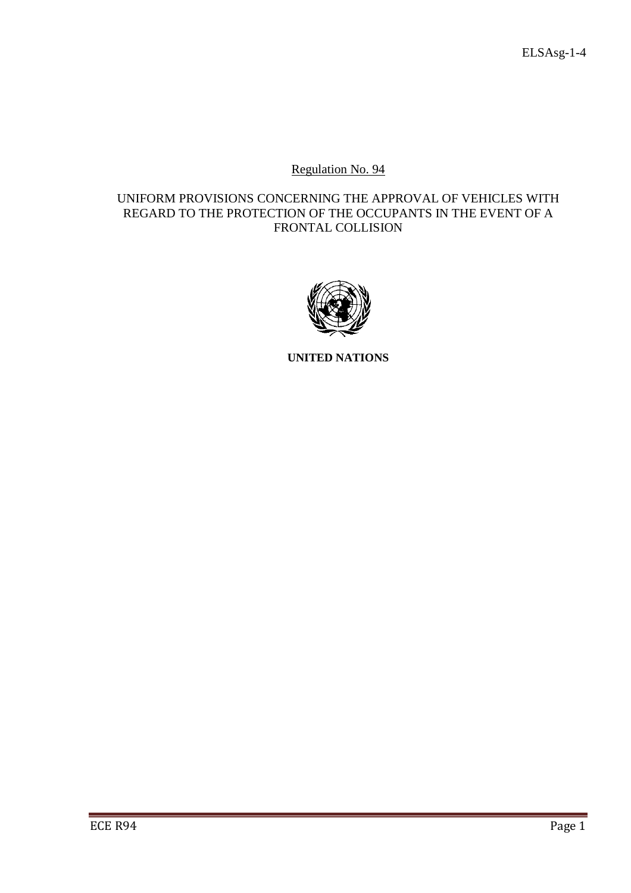Regulation No. 94

UNIFORM PROVISIONS CONCERNING THE APPROVAL OF VEHICLES WITH REGARD TO THE PROTECTION OF THE OCCUPANTS IN THE EVENT OF A FRONTAL COLLISION

**UNITED NATIONS**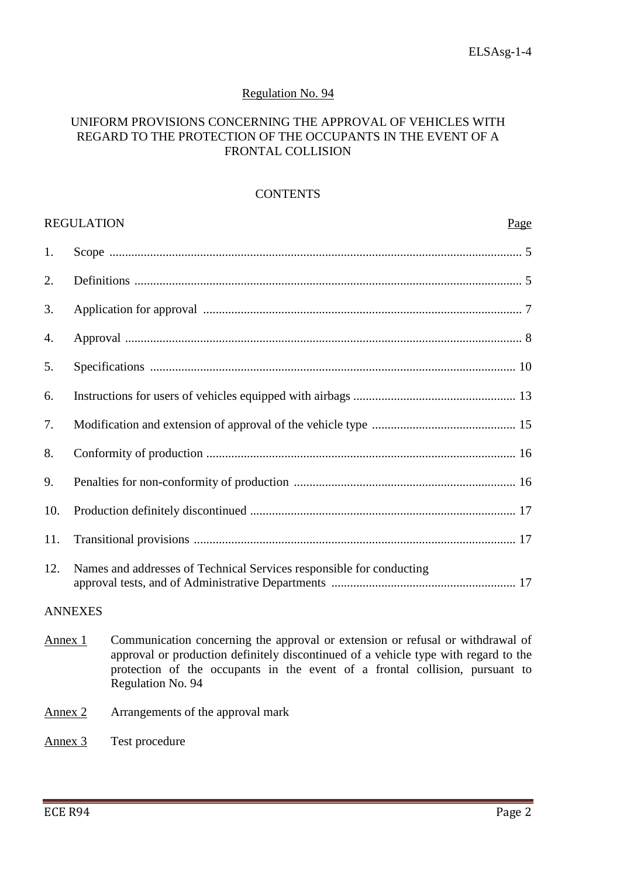Regulation No. 94

UNIFORM PROVISIONS CONCERNING THE APPROVAL OF VEHICLES WITH REGARD TO THE PROTECTION OF THE OCCUPANTS IN THE EVENT OF A FRONTAL COLLISION

CONTENTS

| REGULATION | | Page |
|---|---|---|
| 1. | Scope | 5 |
| 2. | Definitions | 5 |
| 3. | Application for approval | 7 |
| 4. | Approval | 8 |
| 5. | Specifications | 10 |
| 6. | Instructions for users of vehicles equipped with airbags | 13 |
| 7. | Modification and extension of approval of the vehicle type | 15 |
| 8. | Conformity of production | 16 |
| 9. | Penalties for non-conformity of production | 16 |
| 10. | Production definitely discontinued | 17 |
| 11. | Transitional provisions | 17 |
| 12. | Names and addresses of Technical Services responsible for conducting approval tests, and of Administrative Departments | 17 |

ANNEXES

Annex 1 Communication concerning the approval or extension or refusal or withdrawal of approval or production definitely discontinued of a vehicle type with regard to the protection of the occupants in the event of a frontal collision, pursuant to Regulation No. 94

Annex 2 Arrangements of the approval mark

Annex 3 Test procedure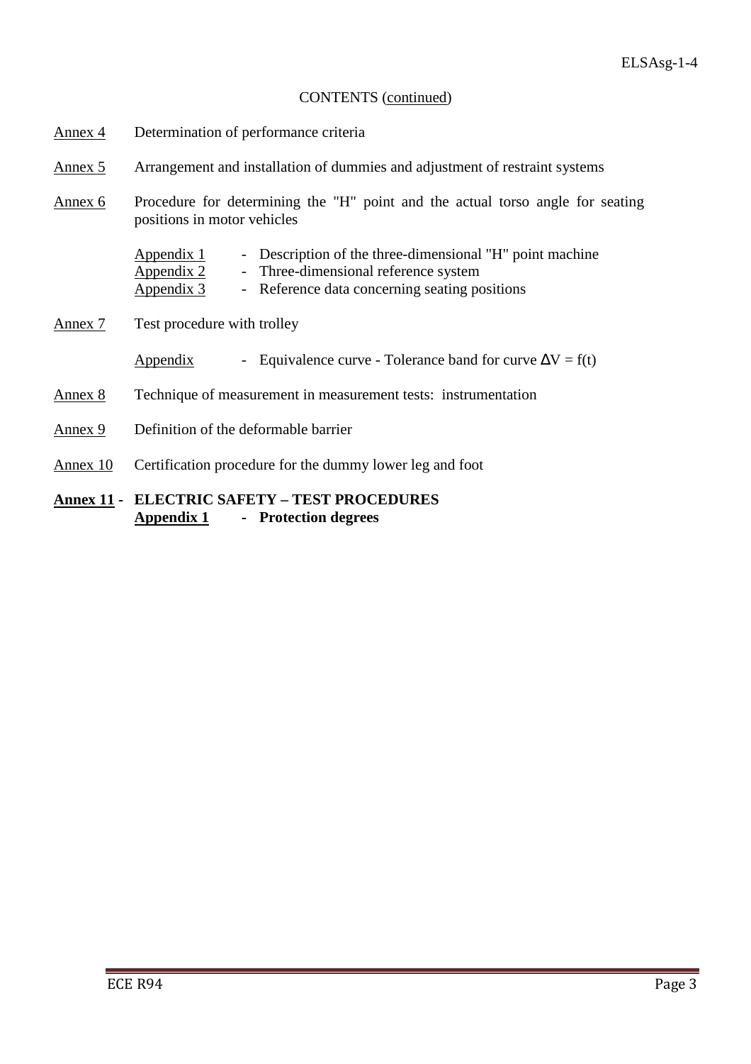CONTENTS (continued)

Annex 4 Determination of performance criteria

Annex 5 Arrangement and installation of dummies and adjustment of restraint systems

Annex 6 Procedure for determining the "H" point and the actual torso angle for seating positions in motor vehicles

- Appendix 1 - Description of the three-dimensional "H" point machine
- Appendix 2 - Three-dimensional reference system
- Appendix 3 - Reference data concerning seating positions

Annex 7 Test procedure with trolley

- Appendix - Equivalence curve - Tolerance band for curve $\Delta V = f(t)$

Annex 8 Technique of measurement in measurement tests: instrumentation

Annex 9 Definition of the deformable barrier

Annex 10 Certification procedure for the dummy lower leg and foot

**Annex 11 - ELECTRIC SAFETY – TEST PROCEDURES**

- **Appendix 1 - Protection degrees**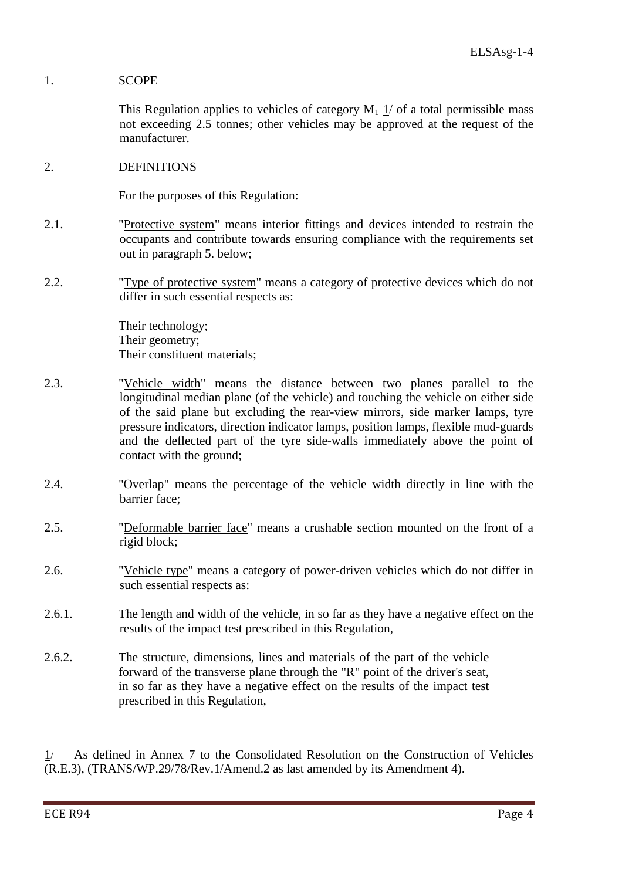1. SCOPE

This Regulation applies to vehicles of category $M_1$ 1/ of a total permissible mass not exceeding 2.5 tonnes; other vehicles may be approved at the request of the manufacturer.

2. DEFINITIONS

For the purposes of this Regulation:

2.1. "Protective system" means interior fittings and devices intended to restrain the occupants and contribute towards ensuring compliance with the requirements set out in paragraph 5. below;

2.2. "Type of protective system" means a category of protective devices which do not differ in such essential respects as:

Their technology;
Their geometry;
Their constituent materials;

2.3. "Vehicle width" means the distance between two planes parallel to the longitudinal median plane (of the vehicle) and touching the vehicle on either side of the said plane but excluding the rear-view mirrors, side marker lamps, tyre pressure indicators, direction indicator lamps, position lamps, flexible mud-guards and the deflected part of the tyre side-walls immediately above the point of contact with the ground;

2.4. "Overlap" means the percentage of the vehicle width directly in line with the barrier face;

2.5. "Deformable barrier face" means a crushable section mounted on the front of a rigid block;

2.6. "Vehicle type" means a category of power-driven vehicles which do not differ in such essential respects as:

2.6.1. The length and width of the vehicle, in so far as they have a negative effect on the results of the impact test prescribed in this Regulation,

2.6.2. The structure, dimensions, lines and materials of the part of the vehicle forward of the transverse plane through the "R" point of the driver's seat, in so far as they have a negative effect on the results of the impact test prescribed in this Regulation,

---

1/ As defined in Annex 7 to the Consolidated Resolution on the Construction of Vehicles (R.E.3), (TRANS/WP.29/78/Rev.1/Amend.2 as last amended by its Amendment 4).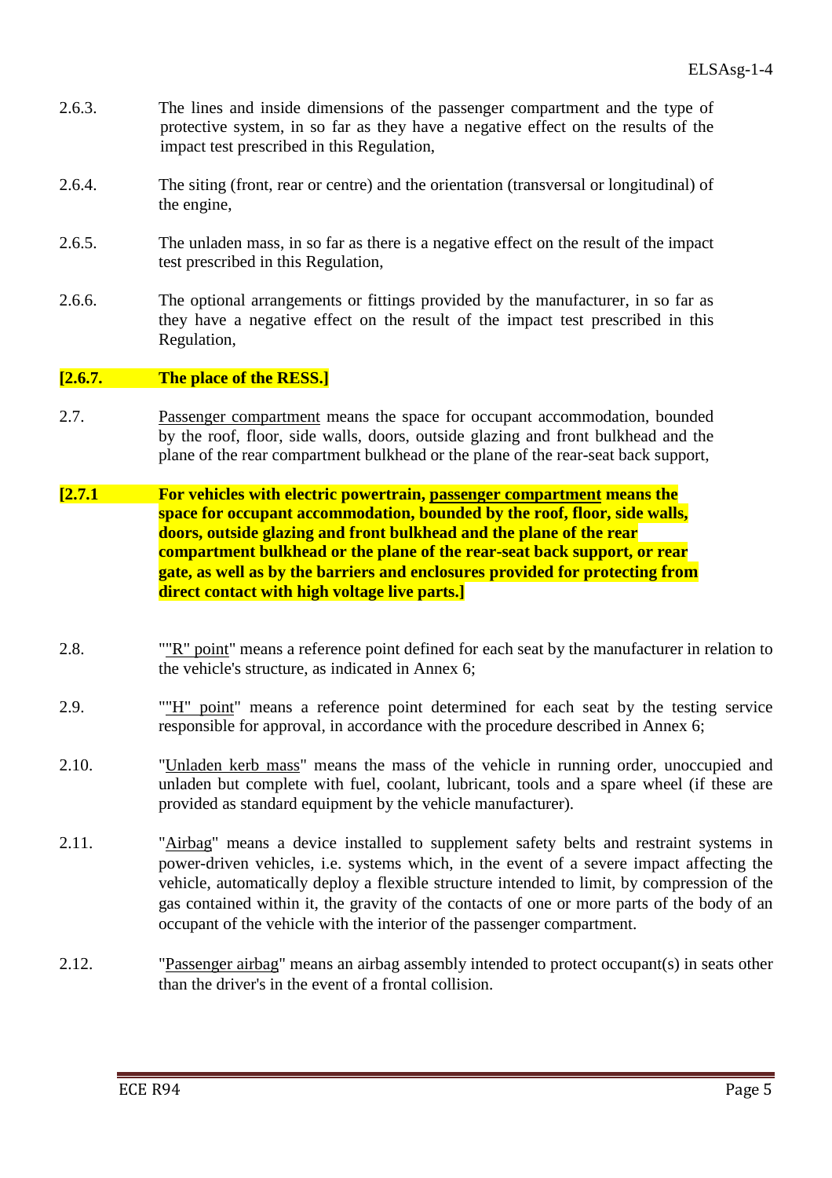2.6.3. The lines and inside dimensions of the passenger compartment and the type of protective system, in so far as they have a negative effect on the results of the impact test prescribed in this Regulation,

2.6.4. The siting (front, rear or centre) and the orientation (transversal or longitudinal) of the engine,

2.6.5. The unladen mass, in so far as there is a negative effect on the result of the impact test prescribed in this Regulation,

2.6.6. The optional arrangements or fittings provided by the manufacturer, in so far as they have a negative effect on the result of the impact test prescribed in this Regulation,

**[2.6.7. The place of the RESS.]**

2.7. Passenger compartment means the space for occupant accommodation, bounded by the roof, floor, side walls, doors, outside glazing and front bulkhead and the plane of the rear compartment bulkhead or the plane of the rear-seat back support,

**[2.7.1 For vehicles with electric powertrain, passenger compartment means the space for occupant accommodation, bounded by the roof, floor, side walls, doors, outside glazing and front bulkhead and the plane of the rear compartment bulkhead or the plane of the rear-seat back support, or rear gate, as well as by the barriers and enclosures provided for protecting from direct contact with high voltage live parts.]**

2.8. ""R" point" means a reference point defined for each seat by the manufacturer in relation to the vehicle's structure, as indicated in Annex 6;

2.9. ""H" point" means a reference point determined for each seat by the testing service responsible for approval, in accordance with the procedure described in Annex 6;

2.10. "Unladen kerb mass" means the mass of the vehicle in running order, unoccupied and unladen but complete with fuel, coolant, lubricant, tools and a spare wheel (if these are provided as standard equipment by the vehicle manufacturer).

2.11. "Airbag" means a device installed to supplement safety belts and restraint systems in power-driven vehicles, i.e. systems which, in the event of a severe impact affecting the vehicle, automatically deploy a flexible structure intended to limit, by compression of the gas contained within it, the gravity of the contacts of one or more parts of the body of an occupant of the vehicle with the interior of the passenger compartment.

2.12. "Passenger airbag" means an airbag assembly intended to protect occupant(s) in seats other than the driver's in the event of a frontal collision.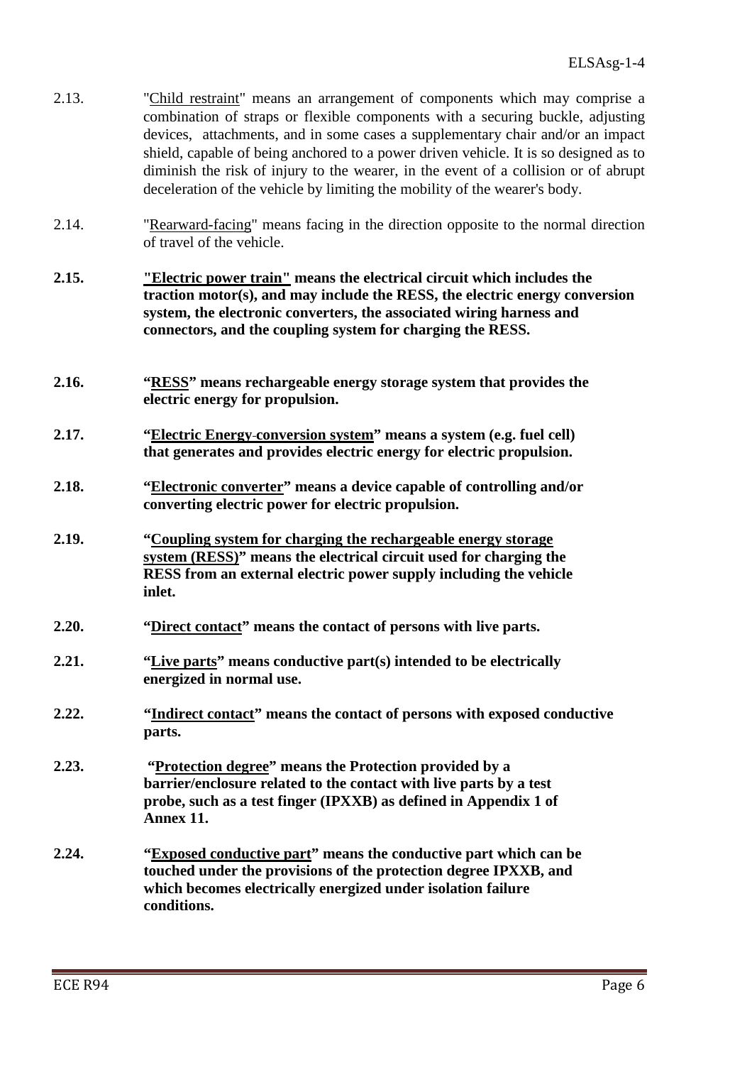2.13. "Child restraint" means an arrangement of components which may comprise a combination of straps or flexible components with a securing buckle, adjusting devices, attachments, and in some cases a supplementary chair and/or an impact shield, capable of being anchored to a power driven vehicle. It is so designed as to diminish the risk of injury to the wearer, in the event of a collision or of abrupt deceleration of the vehicle by limiting the mobility of the wearer's body.

2.14. "Rearward-facing" means facing in the direction opposite to the normal direction of travel of the vehicle.

**2.15. "Electric power train" means the electrical circuit which includes the traction motor(s), and may include the RESS, the electric energy conversion system, the electronic converters, the associated wiring harness and connectors, and the coupling system for charging the RESS.**

**2.16. "RESS" means rechargeable energy storage system that provides the electric energy for propulsion.**

**2.17. "Electric Energy-conversion system" means a system (e.g. fuel cell) that generates and provides electric energy for electric propulsion.**

**2.18. "Electronic converter" means a device capable of controlling and/or converting electric power for electric propulsion.**

**2.19. "Coupling system for charging the rechargeable energy storage system (RESS)" means the electrical circuit used for charging the RESS from an external electric power supply including the vehicle inlet.**

**2.20. "Direct contact" means the contact of persons with live parts.**

**2.21. "Live parts" means conductive part(s) intended to be electrically energized in normal use.**

**2.22. "Indirect contact" means the contact of persons with exposed conductive parts.**

**2.23. "Protection degree" means the Protection provided by a barrier/enclosure related to the contact with live parts by a test probe, such as a test finger (IPXXB) as defined in Appendix 1 of Annex 11.**

**2.24. "Exposed conductive part" means the conductive part which can be touched under the provisions of the protection degree IPXXB, and which becomes electrically energized under isolation failure conditions.**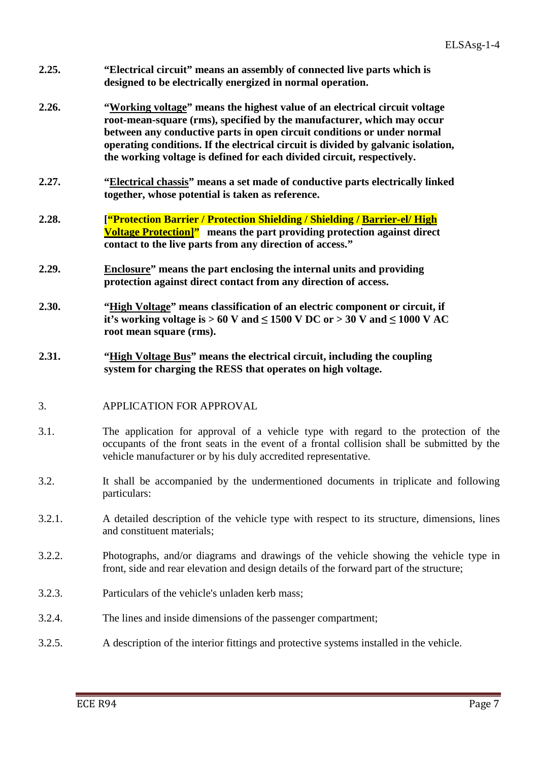**2.25.** **"Electrical circuit" means an assembly of connected live parts which is designed to be electrically energized in normal operation.**

**2.26.** **"Working voltage" means the highest value of an electrical circuit voltage root-mean-square (rms), specified by the manufacturer, which may occur between any conductive parts in open circuit conditions or under normal operating conditions. If the electrical circuit is divided by galvanic isolation, the working voltage is defined for each divided circuit, respectively.**

**2.27.** **"Electrical chassis" means a set made of conductive parts electrically linked together, whose potential is taken as reference.**

**2.28.** **["Protection Barrier / Protection Shielding / Shielding / Barrier-el/ High Voltage Protection]" means the part providing protection against direct contact to the live parts from any direction of access."**

**2.29.** **Enclosure" means the part enclosing the internal units and providing protection against direct contact from any direction of access.**

**2.30.** **"High Voltage" means classification of an electric component or circuit, if it's working voltage is > 60 V and ≤ 1500 V DC or > 30 V and ≤ 1000 V AC root mean square (rms).**

**2.31.** **"High Voltage Bus" means the electrical circuit, including the coupling system for charging the RESS that operates on high voltage.**

3. APPLICATION FOR APPROVAL

3.1. The application for approval of a vehicle type with regard to the protection of the occupants of the front seats in the event of a frontal collision shall be submitted by the vehicle manufacturer or by his duly accredited representative.

3.2. It shall be accompanied by the undermentioned documents in triplicate and following particulars:

3.2.1. A detailed description of the vehicle type with respect to its structure, dimensions, lines and constituent materials;

3.2.2. Photographs, and/or diagrams and drawings of the vehicle showing the vehicle type in front, side and rear elevation and design details of the forward part of the structure;

3.2.3. Particulars of the vehicle's unladen kerb mass;

3.2.4. The lines and inside dimensions of the passenger compartment;

3.2.5. A description of the interior fittings and protective systems installed in the vehicle.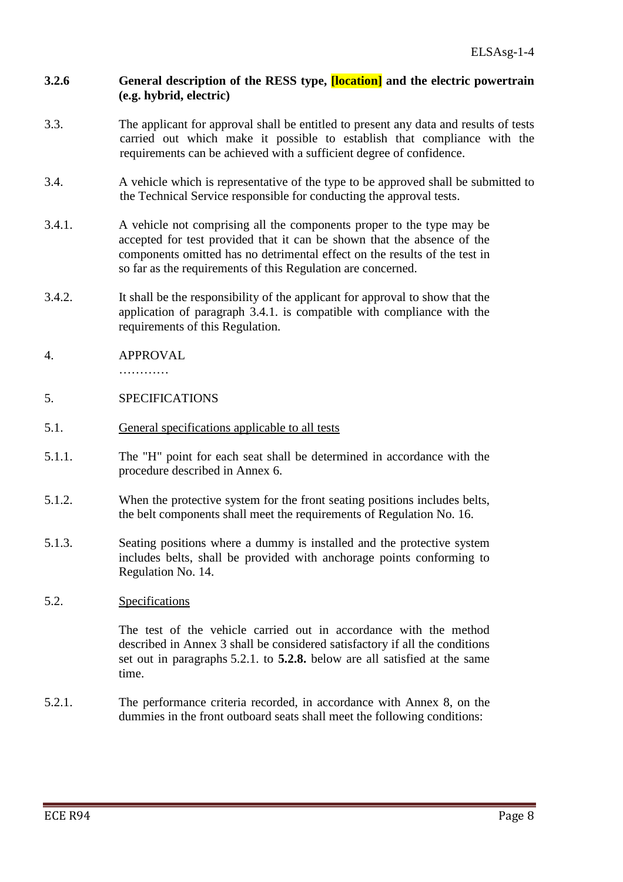**3.2.6 General description of the RESS type, [location] and the electric powertrain (e.g. hybrid, electric)**

3.3. The applicant for approval shall be entitled to present any data and results of tests carried out which make it possible to establish that compliance with the requirements can be achieved with a sufficient degree of confidence.

3.4. A vehicle which is representative of the type to be approved shall be submitted to the Technical Service responsible for conducting the approval tests.

3.4.1. A vehicle not comprising all the components proper to the type may be accepted for test provided that it can be shown that the absence of the components omitted has no detrimental effect on the results of the test in so far as the requirements of this Regulation are concerned.

3.4.2. It shall be the responsibility of the applicant for approval to show that the application of paragraph 3.4.1. is compatible with compliance with the requirements of this Regulation.

4. APPROVAL

…………

5. SPECIFICATIONS

5.1. General specifications applicable to all tests

5.1.1. The "H" point for each seat shall be determined in accordance with the procedure described in Annex 6.

5.1.2. When the protective system for the front seating positions includes belts, the belt components shall meet the requirements of Regulation No. 16.

5.1.3. Seating positions where a dummy is installed and the protective system includes belts, shall be provided with anchorage points conforming to Regulation No. 14.

5.2. Specifications

The test of the vehicle carried out in accordance with the method described in Annex 3 shall be considered satisfactory if all the conditions set out in paragraphs 5.2.1. to **5.2.8.** below are all satisfied at the same time.

5.2.1. The performance criteria recorded, in accordance with Annex 8, on the dummies in the front outboard seats shall meet the following conditions: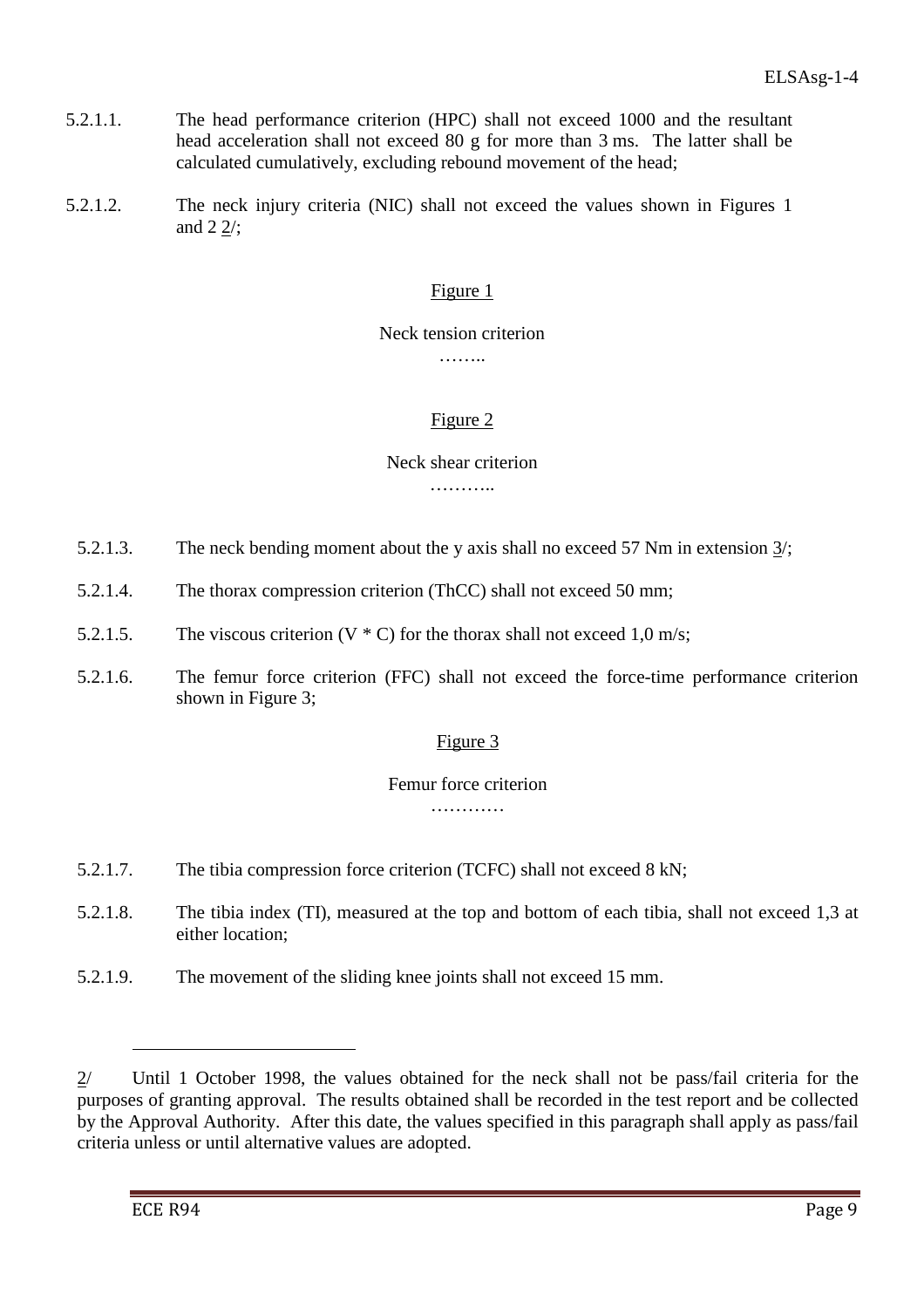5.2.1.1. The head performance criterion (HPC) shall not exceed 1000 and the resultant head acceleration shall not exceed 80 g for more than 3 ms. The latter shall be calculated cumulatively, excluding rebound movement of the head;

5.2.1.2. The neck injury criteria (NIC) shall not exceed the values shown in Figures 1 and 2 2/;

Figure 1

Neck tension criterion

……..

Figure 2

Neck shear criterion

………..

5.2.1.3. The neck bending moment about the y axis shall no exceed 57 Nm in extension 3/;

5.2.1.4. The thorax compression criterion (ThCC) shall not exceed 50 mm;

5.2.1.5. The viscous criterion (V * C) for the thorax shall not exceed 1,0 m/s;

5.2.1.6. The femur force criterion (FFC) shall not exceed the force-time performance criterion shown in Figure 3;

Figure 3

Femur force criterion

…………

5.2.1.7. The tibia compression force criterion (TCFC) shall not exceed 8 kN;

5.2.1.8. The tibia index (TI), measured at the top and bottom of each tibia, shall not exceed 1,3 at either location;

5.2.1.9. The movement of the sliding knee joints shall not exceed 15 mm.

---

2/ Until 1 October 1998, the values obtained for the neck shall not be pass/fail criteria for the purposes of granting approval. The results obtained shall be recorded in the test report and be collected by the Approval Authority. After this date, the values specified in this paragraph shall apply as pass/fail criteria unless or until alternative values are adopted.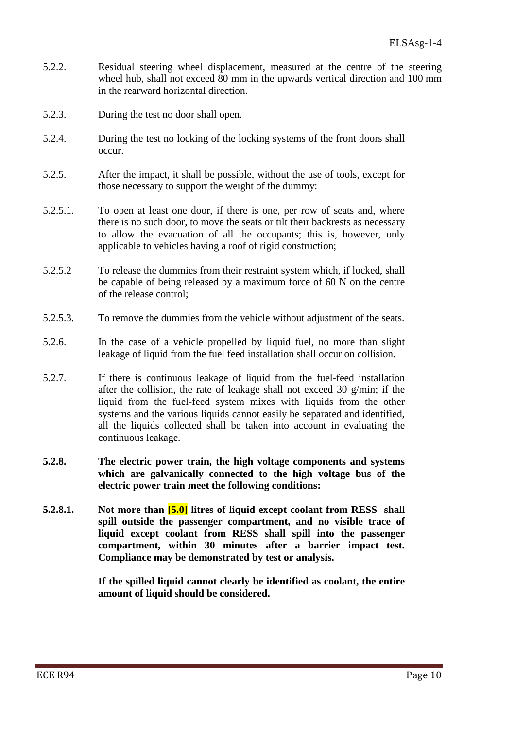5.2.2. Residual steering wheel displacement, measured at the centre of the steering wheel hub, shall not exceed 80 mm in the upwards vertical direction and 100 mm in the rearward horizontal direction.

5.2.3. During the test no door shall open.

5.2.4. During the test no locking of the locking systems of the front doors shall occur.

5.2.5. After the impact, it shall be possible, without the use of tools, except for those necessary to support the weight of the dummy:

5.2.5.1. To open at least one door, if there is one, per row of seats and, where there is no such door, to move the seats or tilt their backrests as necessary to allow the evacuation of all the occupants; this is, however, only applicable to vehicles having a roof of rigid construction;

5.2.5.2 To release the dummies from their restraint system which, if locked, shall be capable of being released by a maximum force of 60 N on the centre of the release control;

5.2.5.3. To remove the dummies from the vehicle without adjustment of the seats.

5.2.6. In the case of a vehicle propelled by liquid fuel, no more than slight leakage of liquid from the fuel feed installation shall occur on collision.

5.2.7. If there is continuous leakage of liquid from the fuel-feed installation after the collision, the rate of leakage shall not exceed 30 g/min; if the liquid from the fuel-feed system mixes with liquids from the other systems and the various liquids cannot easily be separated and identified, all the liquids collected shall be taken into account in evaluating the continuous leakage.

**5.2.8. The electric power train, the high voltage components and systems which are galvanically connected to the high voltage bus of the electric power train meet the following conditions:**

**5.2.8.1. Not more than [5.0] litres of liquid except coolant from RESS shall spill outside the passenger compartment, and no visible trace of liquid except coolant from RESS shall spill into the passenger compartment, within 30 minutes after a barrier impact test. Compliance may be demonstrated by test or analysis.**

**If the spilled liquid cannot clearly be identified as coolant, the entire amount of liquid should be considered.**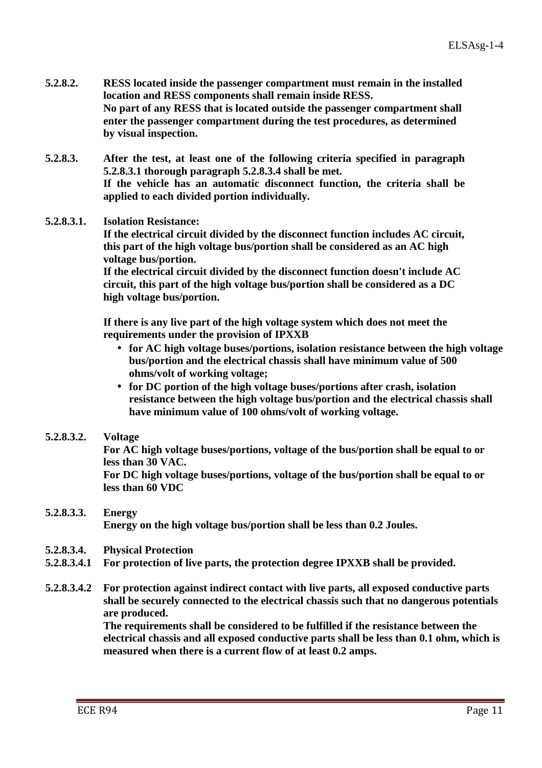**5.2.8.2. RESS located inside the passenger compartment must remain in the installed location and RESS components shall remain inside RESS.**
**No part of any RESS that is located outside the passenger compartment shall enter the passenger compartment during the test procedures, as determined by visual inspection.**

**5.2.8.3. After the test, at least one of the following criteria specified in paragraph 5.2.8.3.1 thorough paragraph 5.2.8.3.4 shall be met.**
**If the vehicle has an automatic disconnect function, the criteria shall be applied to each divided portion individually.**

**5.2.8.3.1. Isolation Resistance:**
**If the electrical circuit divided by the disconnect function includes AC circuit, this part of the high voltage bus/portion shall be considered as an AC high voltage bus/portion.**
**If the electrical circuit divided by the disconnect function doesn't include AC circuit, this part of the high voltage bus/portion shall be considered as a DC high voltage bus/portion.**

**If there is any live part of the high voltage system which does not meet the requirements under the provision of IPXXB**

- **for AC high voltage buses/portions, isolation resistance between the high voltage bus/portion and the electrical chassis shall have minimum value of 500 ohms/volt of working voltage;**
- **for DC portion of the high voltage buses/portions after crash, isolation resistance between the high voltage bus/portion and the electrical chassis shall have minimum value of 100 ohms/volt of working voltage.**

**5.2.8.3.2. Voltage**
**For AC high voltage buses/portions, voltage of the bus/portion shall be equal to or less than 30 VAC.**
**For DC high voltage buses/portions, voltage of the bus/portion shall be equal to or less than 60 VDC**

**5.2.8.3.3. Energy**
**Energy on the high voltage bus/portion shall be less than 0.2 Joules.**

**5.2.8.3.4. Physical Protection**
**5.2.8.3.4.1 For protection of live parts, the protection degree IPXXB shall be provided.**

**5.2.8.3.4.2 For protection against indirect contact with live parts, all exposed conductive parts shall be securely connected to the electrical chassis such that no dangerous potentials are produced.**
**The requirements shall be considered to be fulfilled if the resistance between the electrical chassis and all exposed conductive parts shall be less than 0.1 ohm, which is measured when there is a current flow of at least 0.2 amps.**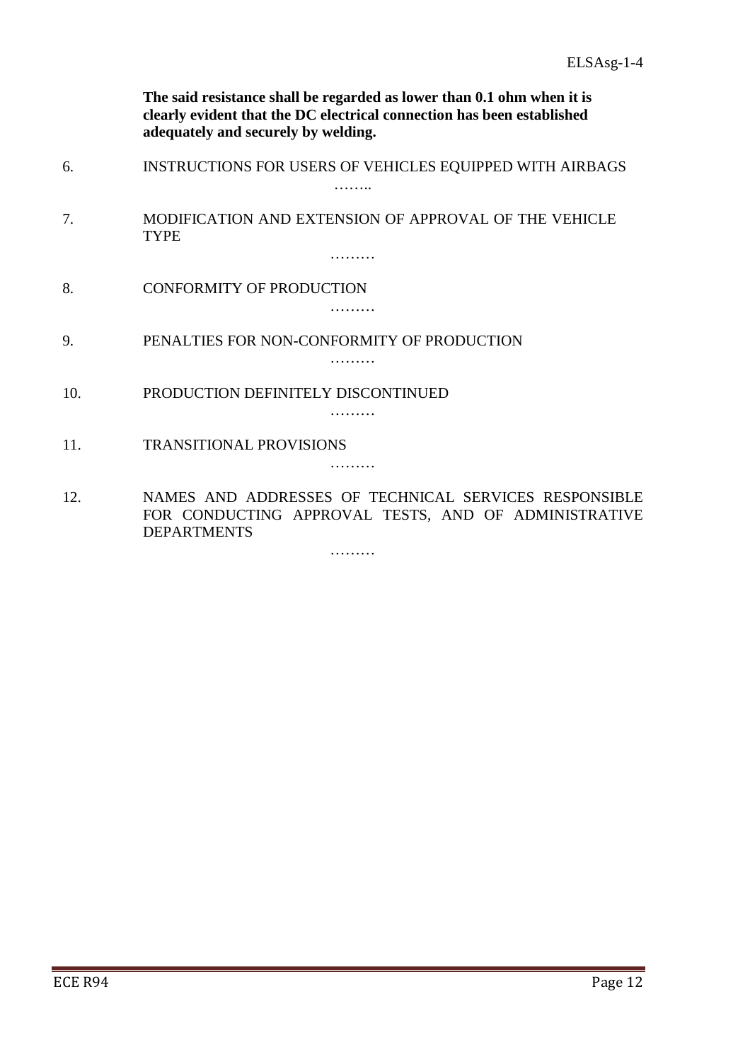**The said resistance shall be regarded as lower than 0.1 ohm when it is clearly evident that the DC electrical connection has been established adequately and securely by welding.**

6. INSTRUCTIONS FOR USERS OF VEHICLES EQUIPPED WITH AIRBAGS

……..

7. MODIFICATION AND EXTENSION OF APPROVAL OF THE VEHICLE TYPE

………

8. CONFORMITY OF PRODUCTION

………

9. PENALTIES FOR NON-CONFORMITY OF PRODUCTION

………

10. PRODUCTION DEFINITELY DISCONTINUED

………

11. TRANSITIONAL PROVISIONS

………

12. NAMES AND ADDRESSES OF TECHNICAL SERVICES RESPONSIBLE FOR CONDUCTING APPROVAL TESTS, AND OF ADMINISTRATIVE DEPARTMENTS

………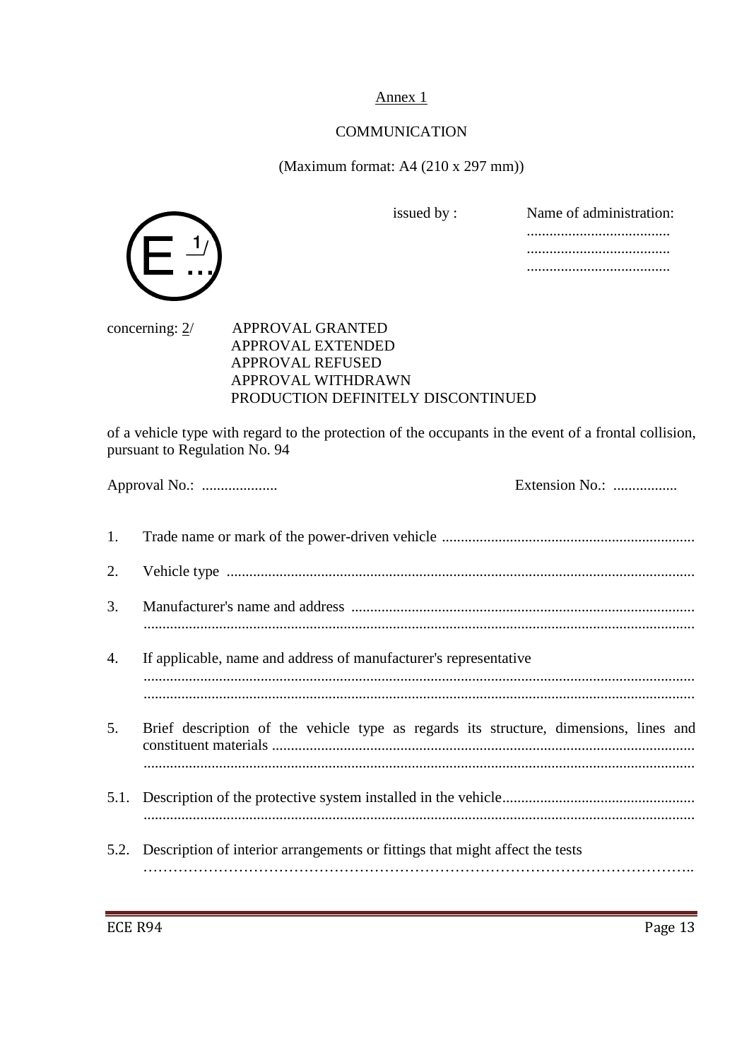Annex 1

COMMUNICATION

(Maximum format: A4 (210 x 297 mm))

E 1/ ...

issued by : Name of administration:
......................................
......................................
......................................

concerning: 2/ APPROVAL GRANTED
APPROVAL EXTENDED
APPROVAL REFUSED
APPROVAL WITHDRAWN
PRODUCTION DEFINITELY DISCONTINUED

of a vehicle type with regard to the protection of the occupants in the event of a frontal collision, pursuant to Regulation No. 94

Approval No.: .................... Extension No.: .................

1. Trade name or mark of the power-driven vehicle ..................................................................

2. Vehicle type ..........................................................................................................................

3. Manufacturer's name and address ..........................................................................................
................................................................................................................................................

4. If applicable, name and address of manufacturer's representative
................................................................................................................................................
................................................................................................................................................

5. Brief description of the vehicle type as regards its structure, dimensions, lines and constituent materials ..............................................................................................................
................................................................................................................................................

5.1. Description of the protective system installed in the vehicle...................................................
................................................................................................................................................

5.2. Description of interior arrangements or fittings that might affect the tests
…………………………………………………………………………………………………..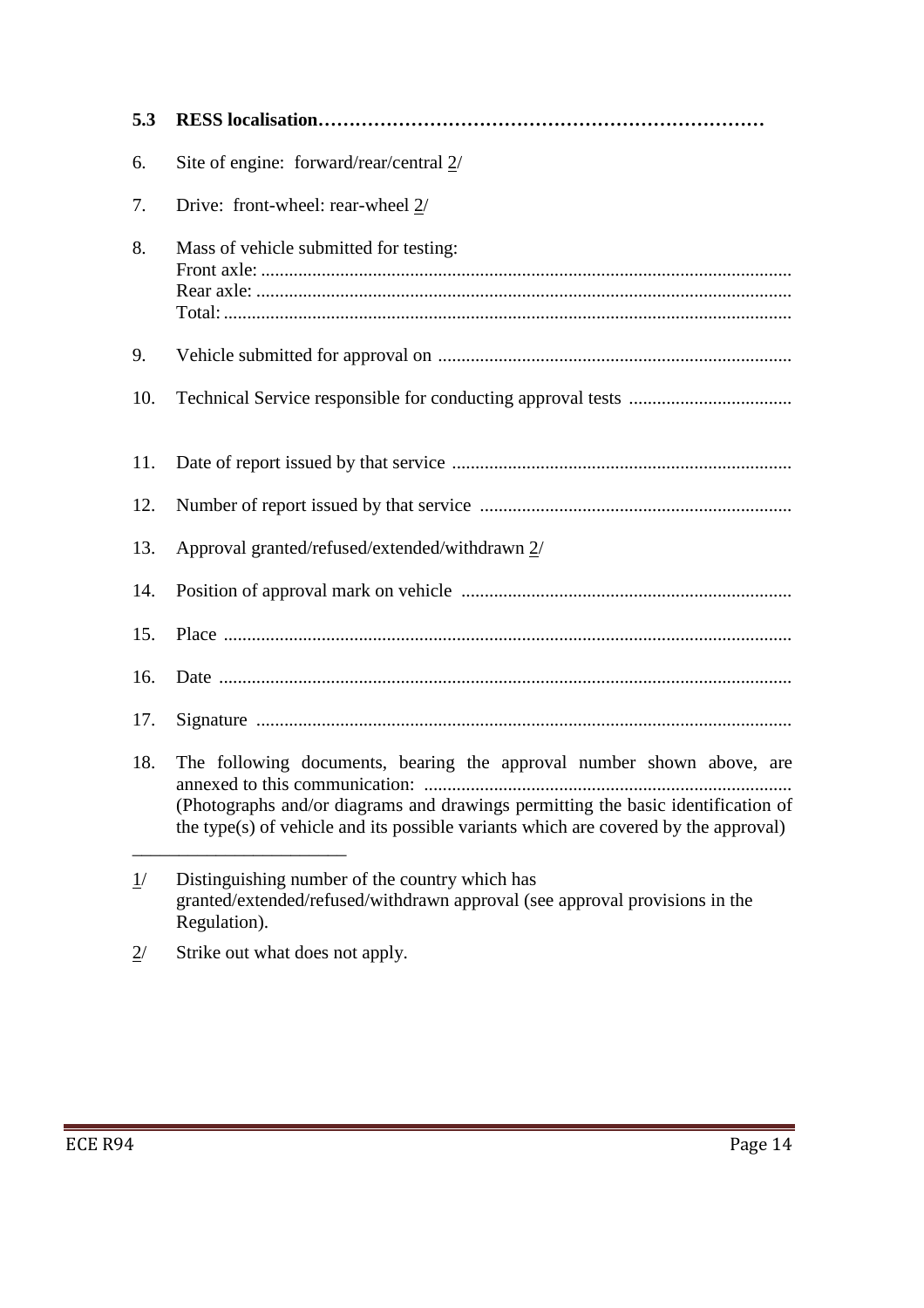5.3 **RESS localisation………………………………………………………………**

6. Site of engine: forward/rear/central 2/

7. Drive: front-wheel: rear-wheel 2/

8. Mass of vehicle submitted for testing:
   Front axle: ..................................................................................................
   Rear axle: ...................................................................................................
   Total: ..........................................................................................................

9. Vehicle submitted for approval on ............................................................................

10. Technical Service responsible for conducting approval tests ...................................

11. Date of report issued by that service .........................................................................

12. Number of report issued by that service ...................................................................

13. Approval granted/refused/extended/withdrawn 2/

14. Position of approval mark on vehicle .......................................................................

15. Place ..........................................................................................................................

16. Date ...........................................................................................................................

17. Signature ...................................................................................................................

18. The following documents, bearing the approval number shown above, are annexed to this communication: ...............................................................................
    (Photographs and/or diagrams and drawings permitting the basic identification of the type(s) of vehicle and its possible variants which are covered by the approval)

---

1/ Distinguishing number of the country which has granted/extended/refused/withdrawn approval (see approval provisions in the Regulation).

2/ Strike out what does not apply.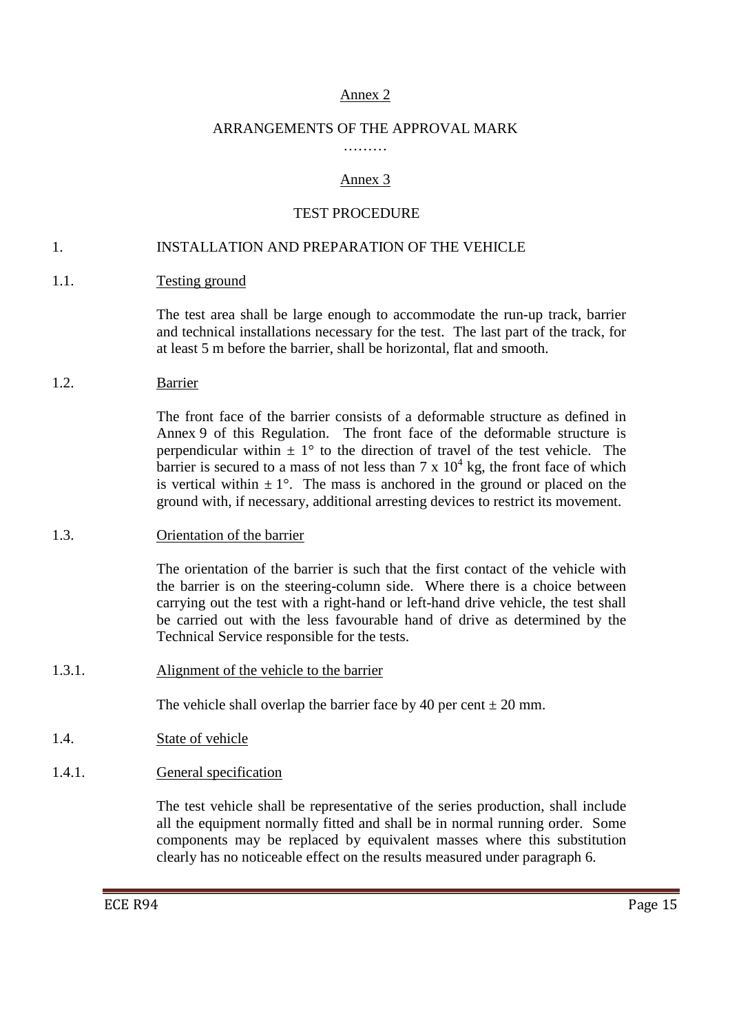## Annex 2

### ARRANGEMENTS OF THE APPROVAL MARK

………

## Annex 3

### TEST PROCEDURE

1. INSTALLATION AND PREPARATION OF THE VEHICLE

1.1. Testing ground

The test area shall be large enough to accommodate the run-up track, barrier and technical installations necessary for the test. The last part of the track, for at least 5 m before the barrier, shall be horizontal, flat and smooth.

1.2. Barrier

The front face of the barrier consists of a deformable structure as defined in Annex 9 of this Regulation. The front face of the deformable structure is perpendicular within $\pm 1°$ to the direction of travel of the test vehicle. The barrier is secured to a mass of not less than $7 \times 10^4$ kg, the front face of which is vertical within $\pm 1°$. The mass is anchored in the ground or placed on the ground with, if necessary, additional arresting devices to restrict its movement.

1.3. Orientation of the barrier

The orientation of the barrier is such that the first contact of the vehicle with the barrier is on the steering-column side. Where there is a choice between carrying out the test with a right-hand or left-hand drive vehicle, the test shall be carried out with the less favourable hand of drive as determined by the Technical Service responsible for the tests.

1.3.1. Alignment of the vehicle to the barrier

The vehicle shall overlap the barrier face by 40 per cent $\pm$ 20 mm.

1.4. State of vehicle

1.4.1. General specification

The test vehicle shall be representative of the series production, shall include all the equipment normally fitted and shall be in normal running order. Some components may be replaced by equivalent masses where this substitution clearly has no noticeable effect on the results measured under paragraph 6.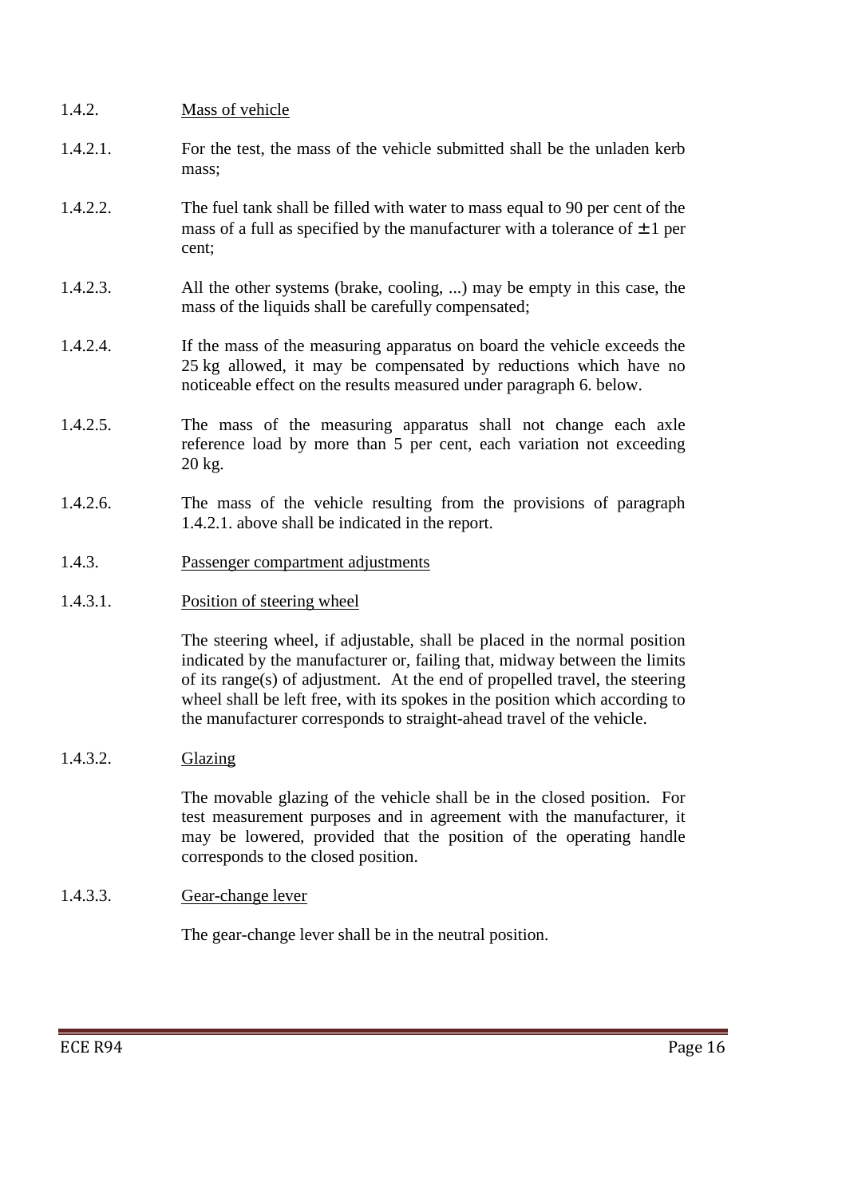1.4.2. Mass of vehicle

1.4.2.1. For the test, the mass of the vehicle submitted shall be the unladen kerb mass;

1.4.2.2. The fuel tank shall be filled with water to mass equal to 90 per cent of the mass of a full as specified by the manufacturer with a tolerance of $\pm 1$ per cent;

1.4.2.3. All the other systems (brake, cooling, ...) may be empty in this case, the mass of the liquids shall be carefully compensated;

1.4.2.4. If the mass of the measuring apparatus on board the vehicle exceeds the 25 kg allowed, it may be compensated by reductions which have no noticeable effect on the results measured under paragraph 6. below.

1.4.2.5. The mass of the measuring apparatus shall not change each axle reference load by more than 5 per cent, each variation not exceeding 20 kg.

1.4.2.6. The mass of the vehicle resulting from the provisions of paragraph 1.4.2.1. above shall be indicated in the report.

1.4.3. Passenger compartment adjustments

1.4.3.1. Position of steering wheel

The steering wheel, if adjustable, shall be placed in the normal position indicated by the manufacturer or, failing that, midway between the limits of its range(s) of adjustment. At the end of propelled travel, the steering wheel shall be left free, with its spokes in the position which according to the manufacturer corresponds to straight-ahead travel of the vehicle.

1.4.3.2. Glazing

The movable glazing of the vehicle shall be in the closed position. For test measurement purposes and in agreement with the manufacturer, it may be lowered, provided that the position of the operating handle corresponds to the closed position.

1.4.3.3. Gear-change lever

The gear-change lever shall be in the neutral position.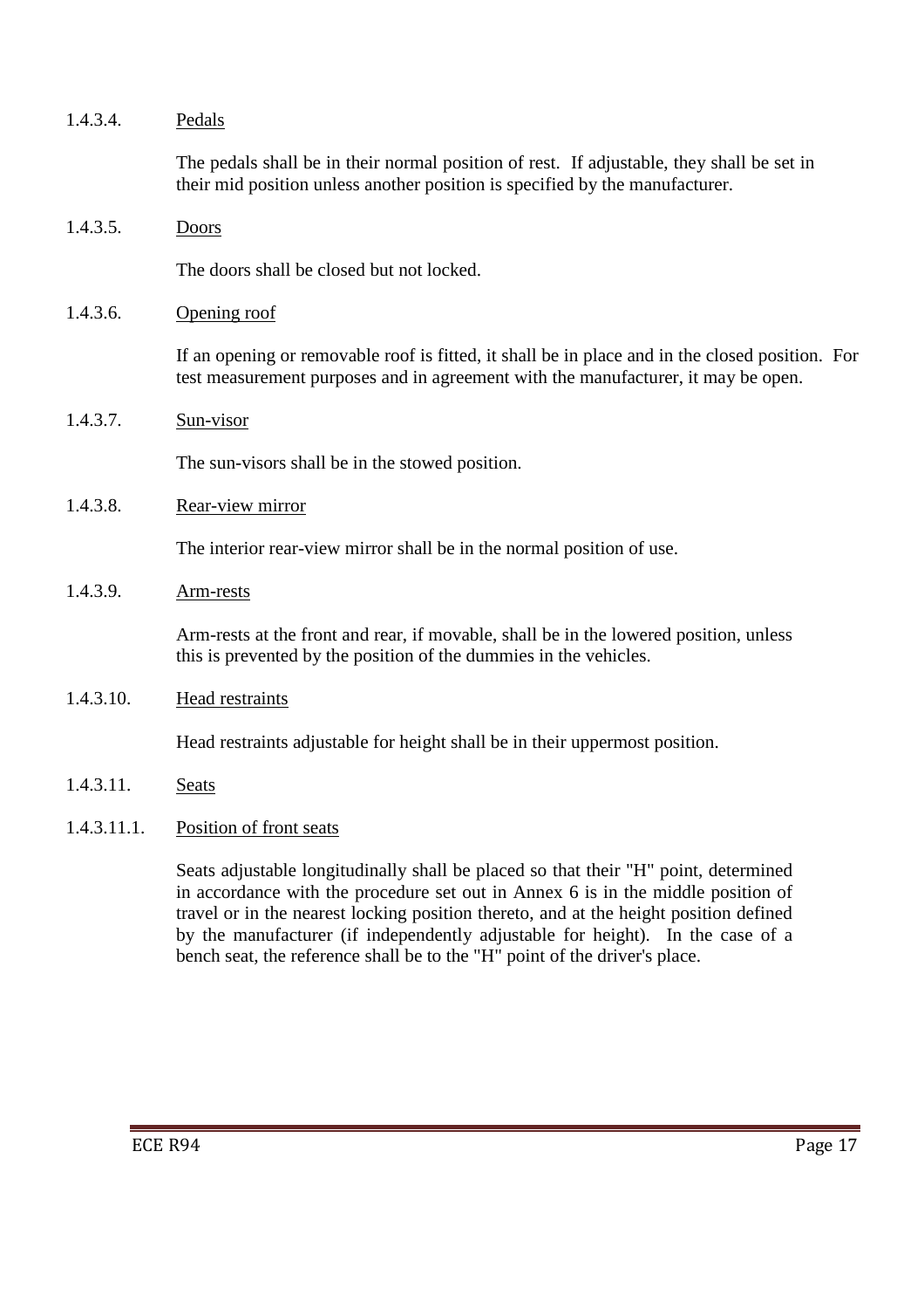1.4.3.4. Pedals

The pedals shall be in their normal position of rest. If adjustable, they shall be set in their mid position unless another position is specified by the manufacturer.

1.4.3.5. Doors

The doors shall be closed but not locked.

1.4.3.6. Opening roof

If an opening or removable roof is fitted, it shall be in place and in the closed position. For test measurement purposes and in agreement with the manufacturer, it may be open.

1.4.3.7. Sun-visor

The sun-visors shall be in the stowed position.

1.4.3.8. Rear-view mirror

The interior rear-view mirror shall be in the normal position of use.

1.4.3.9. Arm-rests

Arm-rests at the front and rear, if movable, shall be in the lowered position, unless this is prevented by the position of the dummies in the vehicles.

1.4.3.10. Head restraints

Head restraints adjustable for height shall be in their uppermost position.

1.4.3.11. Seats

1.4.3.11.1. Position of front seats

Seats adjustable longitudinally shall be placed so that their "H" point, determined in accordance with the procedure set out in Annex 6 is in the middle position of travel or in the nearest locking position thereto, and at the height position defined by the manufacturer (if independently adjustable for height). In the case of a bench seat, the reference shall be to the "H" point of the driver's place.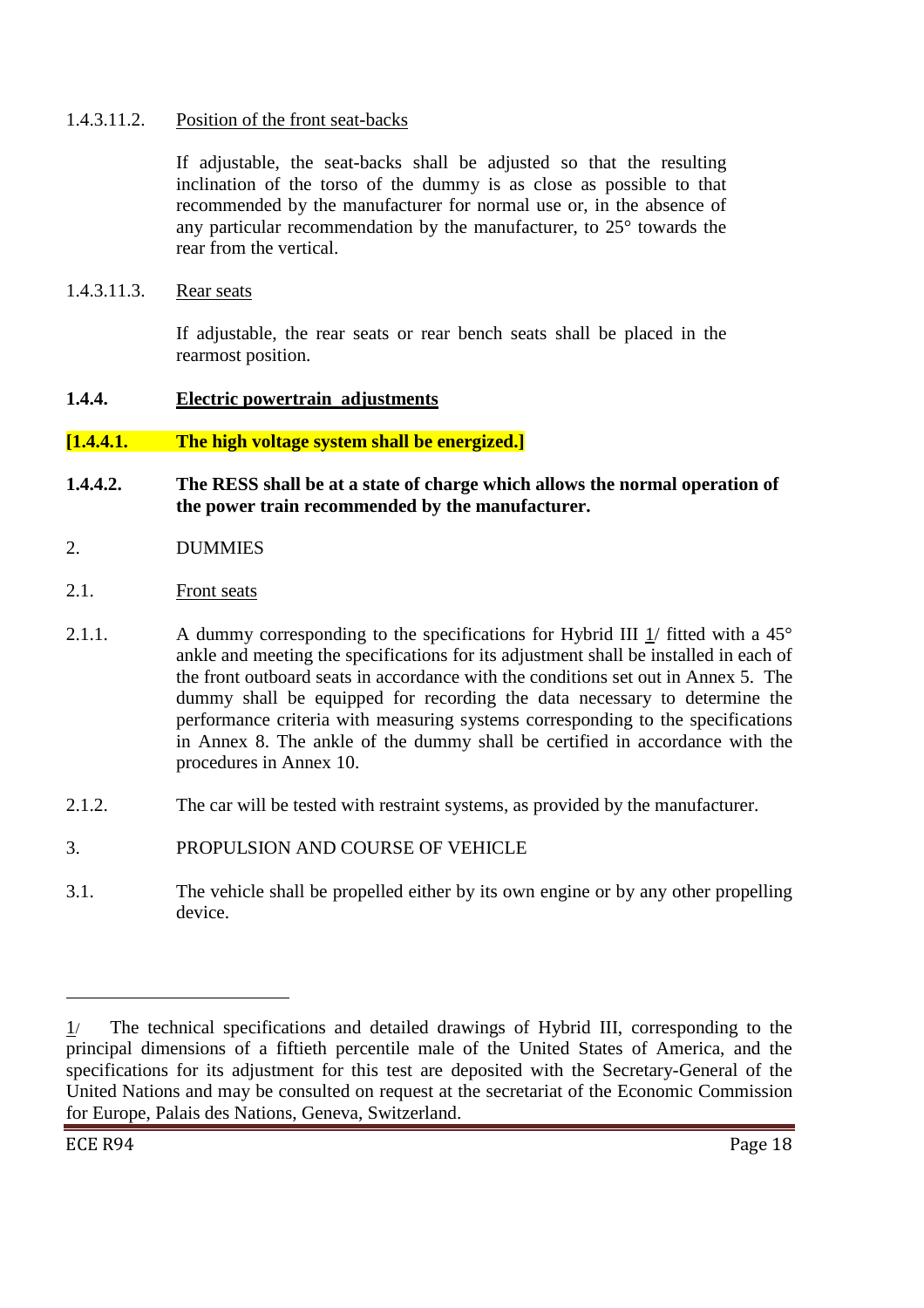1.4.3.11.2. Position of the front seat-backs

If adjustable, the seat-backs shall be adjusted so that the resulting inclination of the torso of the dummy is as close as possible to that recommended by the manufacturer for normal use or, in the absence of any particular recommendation by the manufacturer, to 25° towards the rear from the vertical.

1.4.3.11.3. Rear seats

If adjustable, the rear seats or rear bench seats shall be placed in the rearmost position.

**1.4.4. Electric powertrain adjustments**

**[1.4.4.1. The high voltage system shall be energized.]**

**1.4.4.2. The RESS shall be at a state of charge which allows the normal operation of the power train recommended by the manufacturer.**

2. DUMMIES

2.1. Front seats

2.1.1. A dummy corresponding to the specifications for Hybrid III 1/ fitted with a 45° ankle and meeting the specifications for its adjustment shall be installed in each of the front outboard seats in accordance with the conditions set out in Annex 5. The dummy shall be equipped for recording the data necessary to determine the performance criteria with measuring systems corresponding to the specifications in Annex 8. The ankle of the dummy shall be certified in accordance with the procedures in Annex 10.

2.1.2. The car will be tested with restraint systems, as provided by the manufacturer.

3. PROPULSION AND COURSE OF VEHICLE

3.1. The vehicle shall be propelled either by its own engine or by any other propelling device.

---

1/ The technical specifications and detailed drawings of Hybrid III, corresponding to the principal dimensions of a fiftieth percentile male of the United States of America, and the specifications for its adjustment for this test are deposited with the Secretary-General of the United Nations and may be consulted on request at the secretariat of the Economic Commission for Europe, Palais des Nations, Geneva, Switzerland.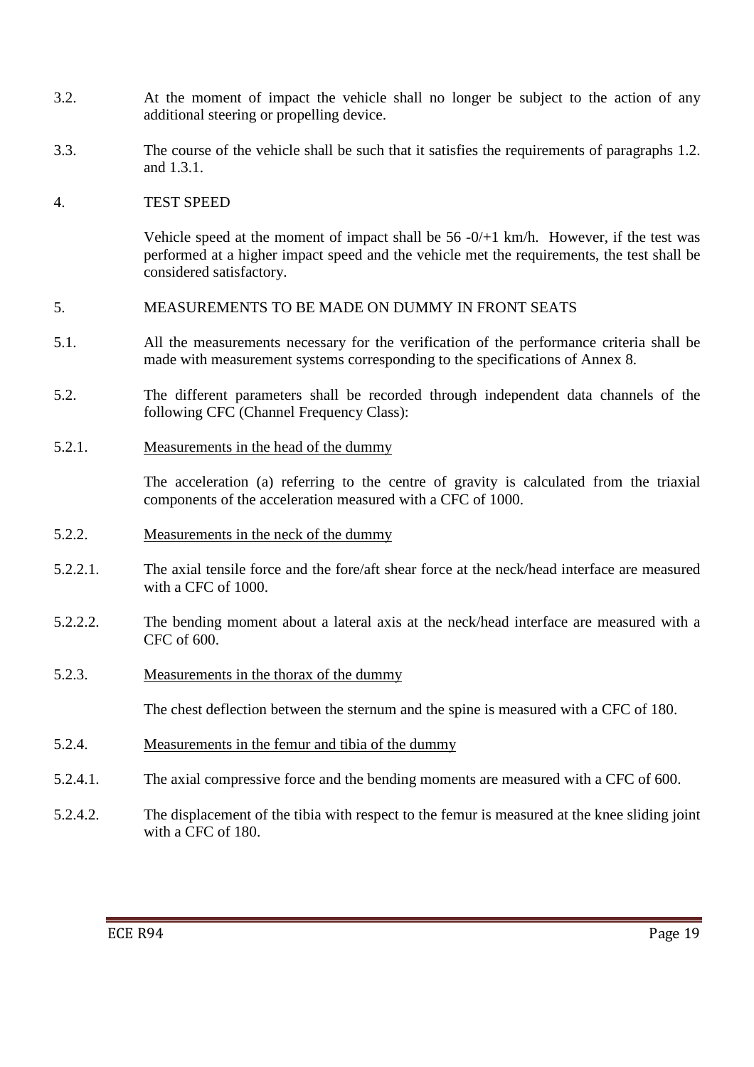3.2. At the moment of impact the vehicle shall no longer be subject to the action of any additional steering or propelling device.

3.3. The course of the vehicle shall be such that it satisfies the requirements of paragraphs 1.2. and 1.3.1.

4. TEST SPEED

Vehicle speed at the moment of impact shall be 56 -0/+1 km/h. However, if the test was performed at a higher impact speed and the vehicle met the requirements, the test shall be considered satisfactory.

5. MEASUREMENTS TO BE MADE ON DUMMY IN FRONT SEATS

5.1. All the measurements necessary for the verification of the performance criteria shall be made with measurement systems corresponding to the specifications of Annex 8.

5.2. The different parameters shall be recorded through independent data channels of the following CFC (Channel Frequency Class):

5.2.1. Measurements in the head of the dummy

The acceleration (a) referring to the centre of gravity is calculated from the triaxial components of the acceleration measured with a CFC of 1000.

5.2.2. Measurements in the neck of the dummy

5.2.2.1. The axial tensile force and the fore/aft shear force at the neck/head interface are measured with a CFC of 1000.

5.2.2.2. The bending moment about a lateral axis at the neck/head interface are measured with a CFC of 600.

5.2.3. Measurements in the thorax of the dummy

The chest deflection between the sternum and the spine is measured with a CFC of 180.

5.2.4. Measurements in the femur and tibia of the dummy

5.2.4.1. The axial compressive force and the bending moments are measured with a CFC of 600.

5.2.4.2. The displacement of the tibia with respect to the femur is measured at the knee sliding joint with a CFC of 180.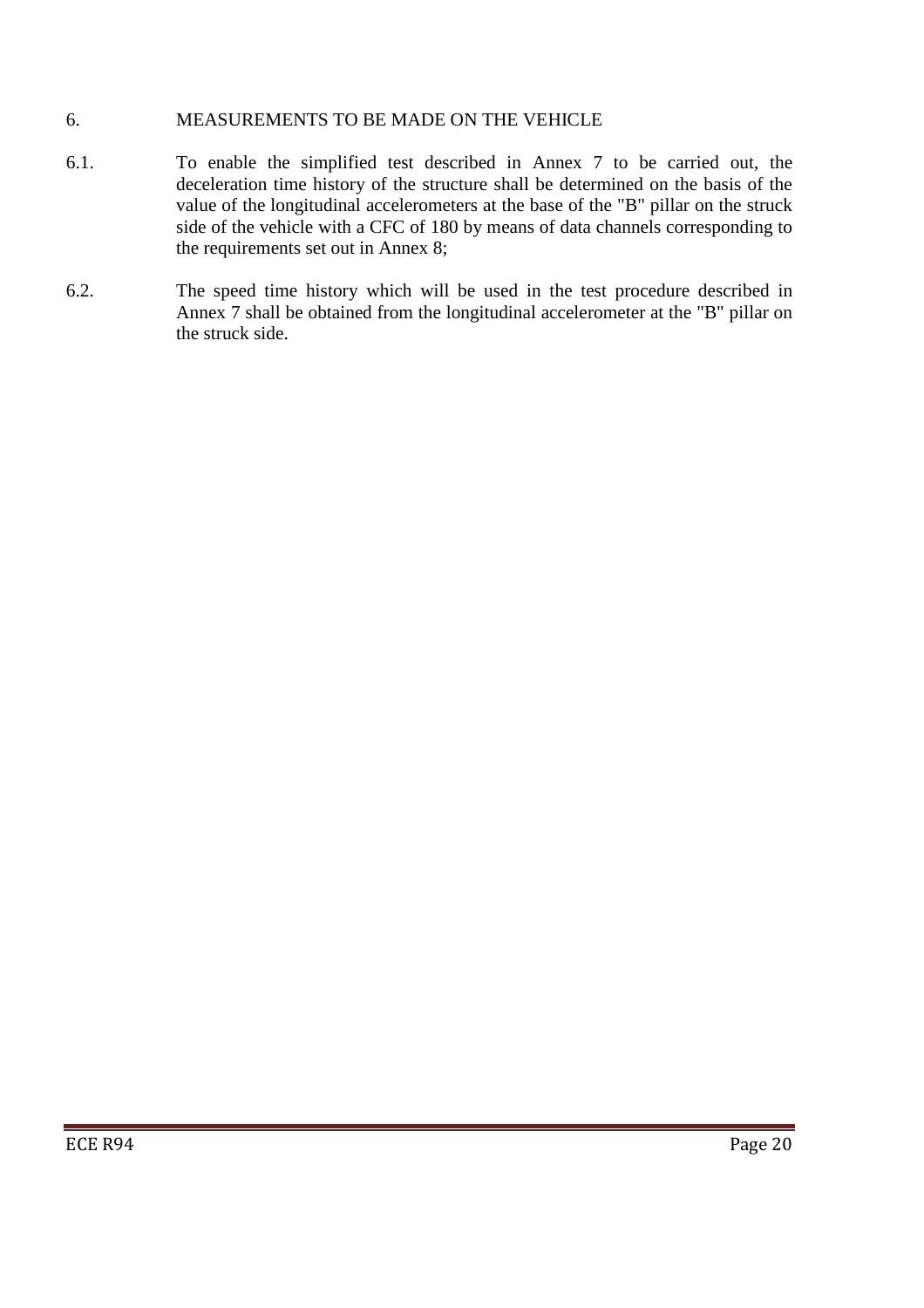## 6. MEASUREMENTS TO BE MADE ON THE VEHICLE

6.1. To enable the simplified test described in Annex 7 to be carried out, the deceleration time history of the structure shall be determined on the basis of the value of the longitudinal accelerometers at the base of the "B" pillar on the struck side of the vehicle with a CFC of 180 by means of data channels corresponding to the requirements set out in Annex 8;

6.2. The speed time history which will be used in the test procedure described in Annex 7 shall be obtained from the longitudinal accelerometer at the "B" pillar on the struck side.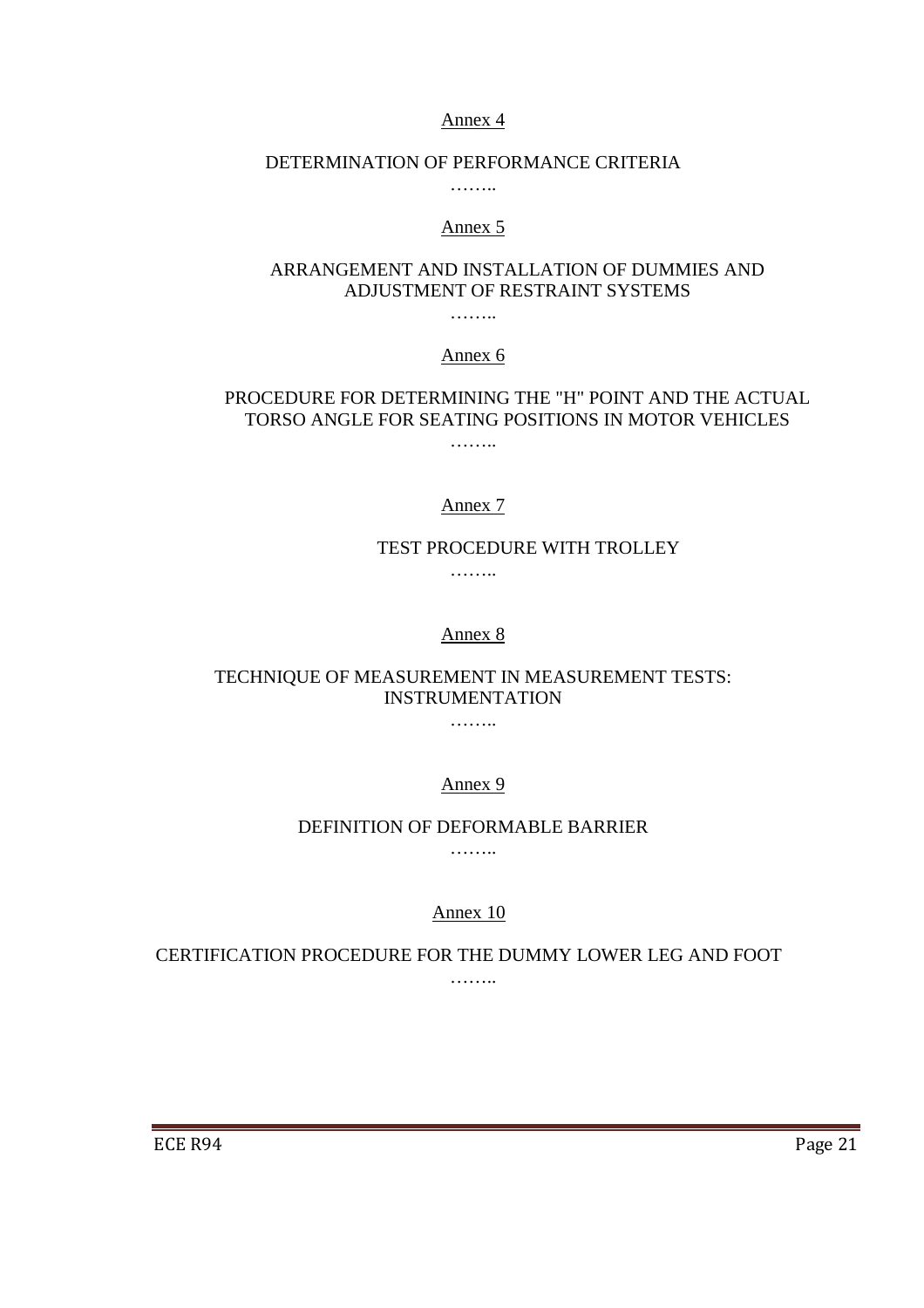Annex 4

## DETERMINATION OF PERFORMANCE CRITERIA

……..

Annex 5

## ARRANGEMENT AND INSTALLATION OF DUMMIES AND ADJUSTMENT OF RESTRAINT SYSTEMS

……..

Annex 6

## PROCEDURE FOR DETERMINING THE "H" POINT AND THE ACTUAL TORSO ANGLE FOR SEATING POSITIONS IN MOTOR VEHICLES

……..

Annex 7

## TEST PROCEDURE WITH TROLLEY

……..

Annex 8

## TECHNIQUE OF MEASUREMENT IN MEASUREMENT TESTS: INSTRUMENTATION

……..

Annex 9

## DEFINITION OF DEFORMABLE BARRIER

……..

Annex 10

## CERTIFICATION PROCEDURE FOR THE DUMMY LOWER LEG AND FOOT

……..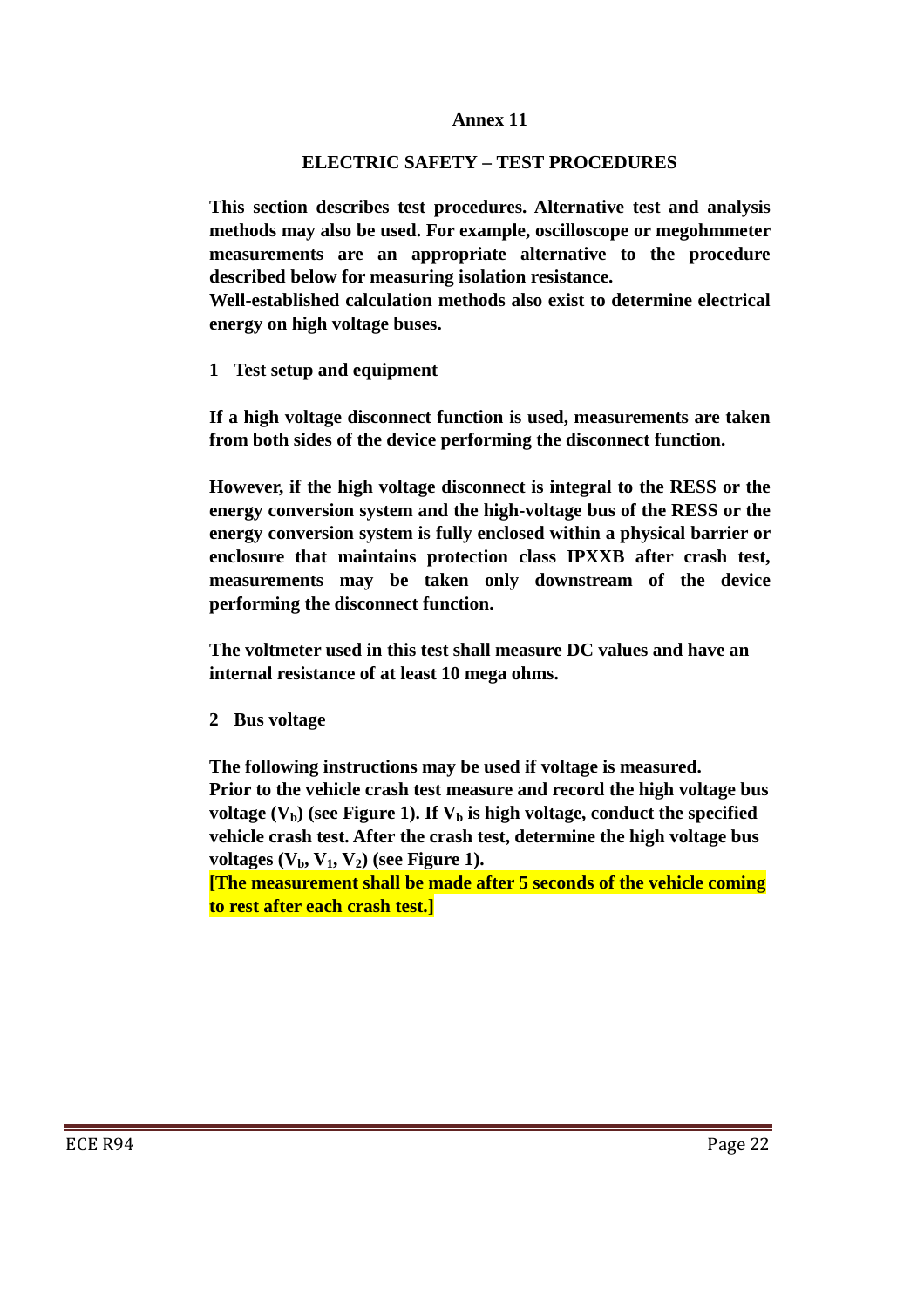# Annex 11

## ELECTRIC SAFETY – TEST PROCEDURES

**This section describes test procedures. Alternative test and analysis methods may also be used. For example, oscilloscope or megohmmeter measurements are an appropriate alternative to the procedure described below for measuring isolation resistance.**

**Well-established calculation methods also exist to determine electrical energy on high voltage buses.**

### 1 Test setup and equipment

**If a high voltage disconnect function is used, measurements are taken from both sides of the device performing the disconnect function.**

**However, if the high voltage disconnect is integral to the RESS or the energy conversion system and the high-voltage bus of the RESS or the energy conversion system is fully enclosed within a physical barrier or enclosure that maintains protection class IPXXB after crash test, measurements may be taken only downstream of the device performing the disconnect function.**

**The voltmeter used in this test shall measure DC values and have an internal resistance of at least 10 mega ohms.**

### 2 Bus voltage

**The following instructions may be used if voltage is measured.**

**Prior to the vehicle crash test measure and record the high voltage bus voltage ($V_b$) (see Figure 1). If $V_b$ is high voltage, conduct the specified vehicle crash test. After the crash test, determine the high voltage bus voltages ($V_b$, $V_1$, $V_2$) (see Figure 1).**

**[The measurement shall be made after 5 seconds of the vehicle coming to rest after each crash test.]**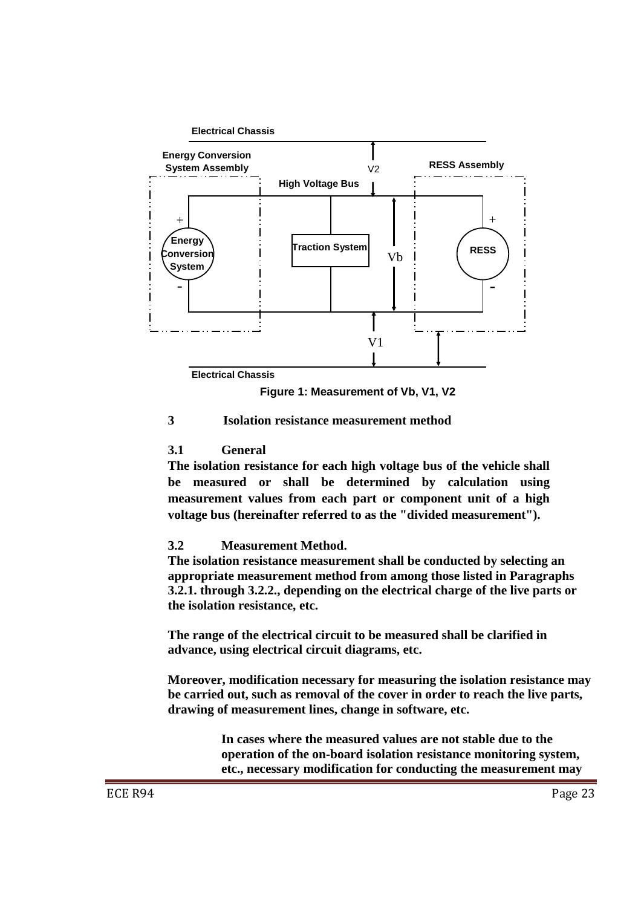Figure 1: Measurement of Vb, V1, V2

### 3 Isolation resistance measurement method

#### 3.1 General

**The isolation resistance for each high voltage bus of the vehicle shall be measured or shall be determined by calculation using measurement values from each part or component unit of a high voltage bus (hereinafter referred to as the "divided measurement").**

#### 3.2 Measurement Method.

**The isolation resistance measurement shall be conducted by selecting an appropriate measurement method from among those listed in Paragraphs 3.2.1. through 3.2.2., depending on the electrical charge of the live parts or the isolation resistance, etc.**

**The range of the electrical circuit to be measured shall be clarified in advance, using electrical circuit diagrams, etc.**

**Moreover, modification necessary for measuring the isolation resistance may be carried out, such as removal of the cover in order to reach the live parts, drawing of measurement lines, change in software, etc.**

**In cases where the measured values are not stable due to the operation of the on-board isolation resistance monitoring system, etc., necessary modification for conducting the measurement may**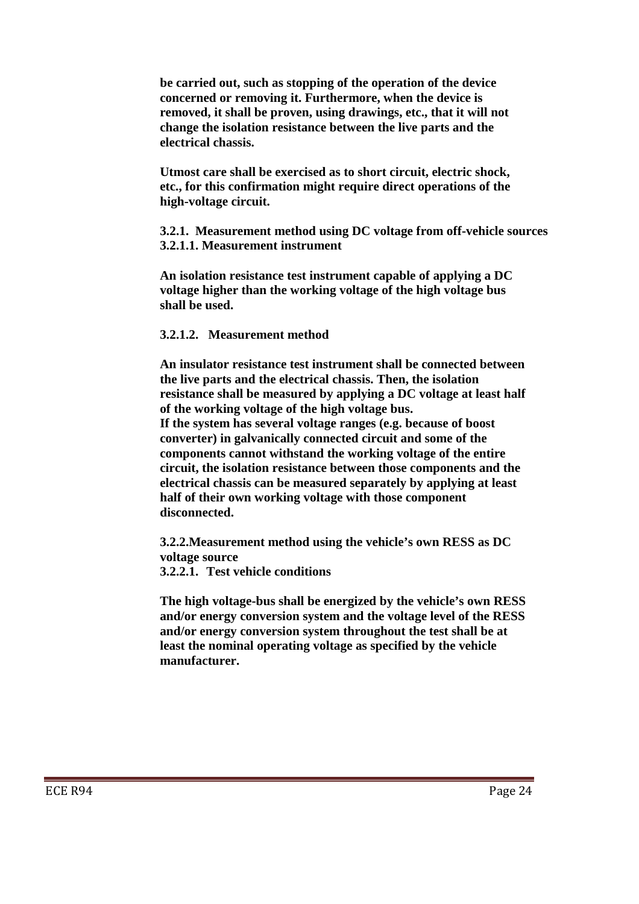**be carried out, such as stopping of the operation of the device concerned or removing it. Furthermore, when the device is removed, it shall be proven, using drawings, etc., that it will not change the isolation resistance between the live parts and the electrical chassis.**

**Utmost care shall be exercised as to short circuit, electric shock, etc., for this confirmation might require direct operations of the high-voltage circuit.**

**3.2.1. Measurement method using DC voltage from off-vehicle sources**
**3.2.1.1. Measurement instrument**

**An isolation resistance test instrument capable of applying a DC voltage higher than the working voltage of the high voltage bus shall be used.**

**3.2.1.2. Measurement method**

**An insulator resistance test instrument shall be connected between the live parts and the electrical chassis. Then, the isolation resistance shall be measured by applying a DC voltage at least half of the working voltage of the high voltage bus.**
**If the system has several voltage ranges (e.g. because of boost converter) in galvanically connected circuit and some of the components cannot withstand the working voltage of the entire circuit, the isolation resistance between those components and the electrical chassis can be measured separately by applying at least half of their own working voltage with those component disconnected.**

**3.2.2.Measurement method using the vehicle's own RESS as DC voltage source**
**3.2.2.1. Test vehicle conditions**

**The high voltage-bus shall be energized by the vehicle's own RESS and/or energy conversion system and the voltage level of the RESS and/or energy conversion system throughout the test shall be at least the nominal operating voltage as specified by the vehicle manufacturer.**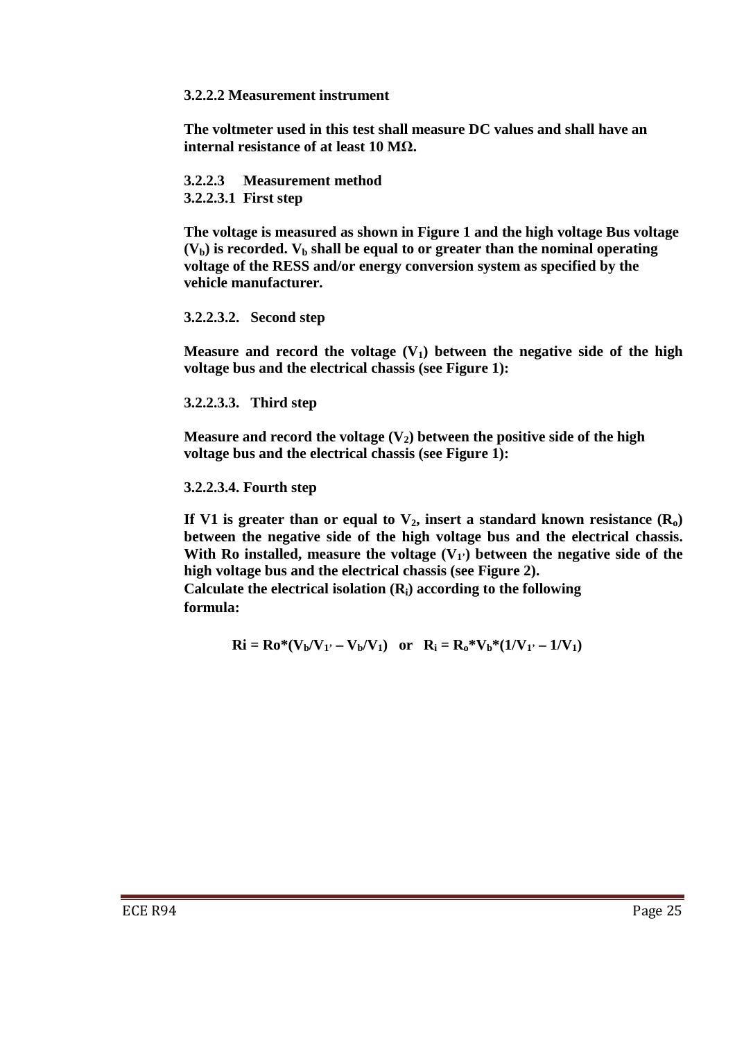**3.2.2.2 Measurement instrument**

**The voltmeter used in this test shall measure DC values and shall have an internal resistance of at least 10 MΩ.**

**3.2.2.3 Measurement method**

**3.2.2.3.1 First step**

**The voltage is measured as shown in Figure 1 and the high voltage Bus voltage ($V_b$) is recorded. $V_b$ shall be equal to or greater than the nominal operating voltage of the RESS and/or energy conversion system as specified by the vehicle manufacturer.**

**3.2.2.3.2. Second step**

**Measure and record the voltage ($V_1$) between the negative side of the high voltage bus and the electrical chassis (see Figure 1):**

**3.2.2.3.3. Third step**

**Measure and record the voltage ($V_2$) between the positive side of the high voltage bus and the electrical chassis (see Figure 1):**

**3.2.2.3.4. Fourth step**

**If V1 is greater than or equal to $V_2$, insert a standard known resistance ($R_o$) between the negative side of the high voltage bus and the electrical chassis. With Ro installed, measure the voltage ($V_{1'}$) between the negative side of the high voltage bus and the electrical chassis (see Figure 2).**
**Calculate the electrical isolation ($R_i$) according to the following formula:**

$$Ri = Ro*(V_b/V_{1'} - V_b/V_1) \quad \text{or} \quad R_i = R_o*V_b*(1/V_{1'} - 1/V_1)$$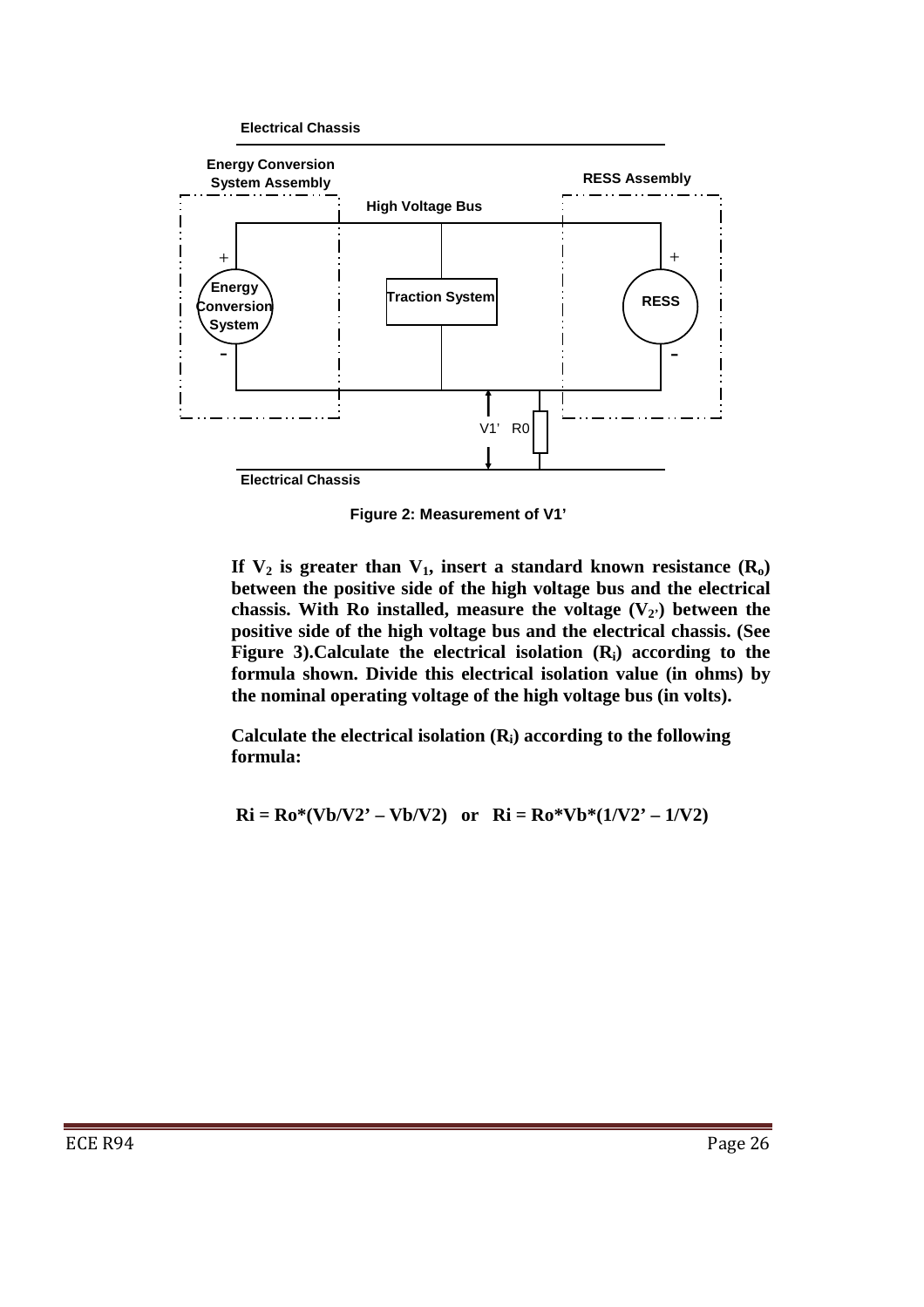Electrical Chassis

Energy Conversion System Assembly

RESS Assembly

High Voltage Bus

Energy Conversion System

Traction System

RESS

V1' R0

Electrical Chassis

**Figure 2: Measurement of V1'**

**If $V_2$ is greater than $V_1$, insert a standard known resistance ($R_o$) between the positive side of the high voltage bus and the electrical chassis. With Ro installed, measure the voltage ($V_{2'}$) between the positive side of the high voltage bus and the electrical chassis. (See Figure 3).Calculate the electrical isolation ($R_i$) according to the formula shown. Divide this electrical isolation value (in ohms) by the nominal operating voltage of the high voltage bus (in volts).**

**Calculate the electrical isolation ($R_i$) according to the following formula:**

$$Ri = Ro*(Vb/V2' - Vb/V2) \quad \text{or} \quad Ri = Ro*Vb*(1/V2' - 1/V2)$$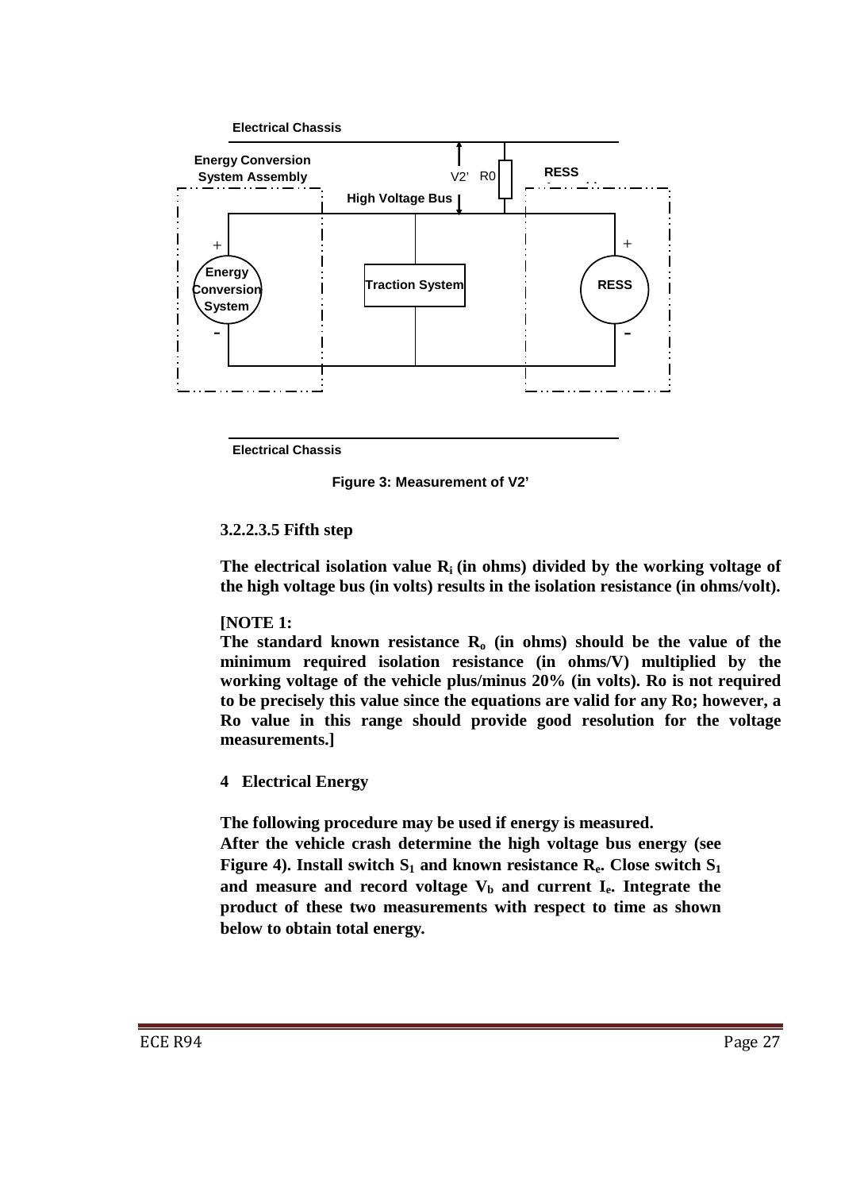Figure 3: Measurement of V2'

**3.2.2.3.5 Fifth step**

**The electrical isolation value $R_i$ (in ohms) divided by the working voltage of the high voltage bus (in volts) results in the isolation resistance (in ohms/volt).**

**[NOTE 1:**
**The standard known resistance $R_o$ (in ohms) should be the value of the minimum required isolation resistance (in ohms/V) multiplied by the working voltage of the vehicle plus/minus 20% (in volts). Ro is not required to be precisely this value since the equations are valid for any Ro; however, a Ro value in this range should provide good resolution for the voltage measurements.]**

## 4 Electrical Energy

**The following procedure may be used if energy is measured.**
**After the vehicle crash determine the high voltage bus energy (see Figure 4). Install switch $S_1$ and known resistance $R_e$. Close switch $S_1$ and measure and record voltage $V_b$ and current $I_e$. Integrate the product of these two measurements with respect to time as shown below to obtain total energy.**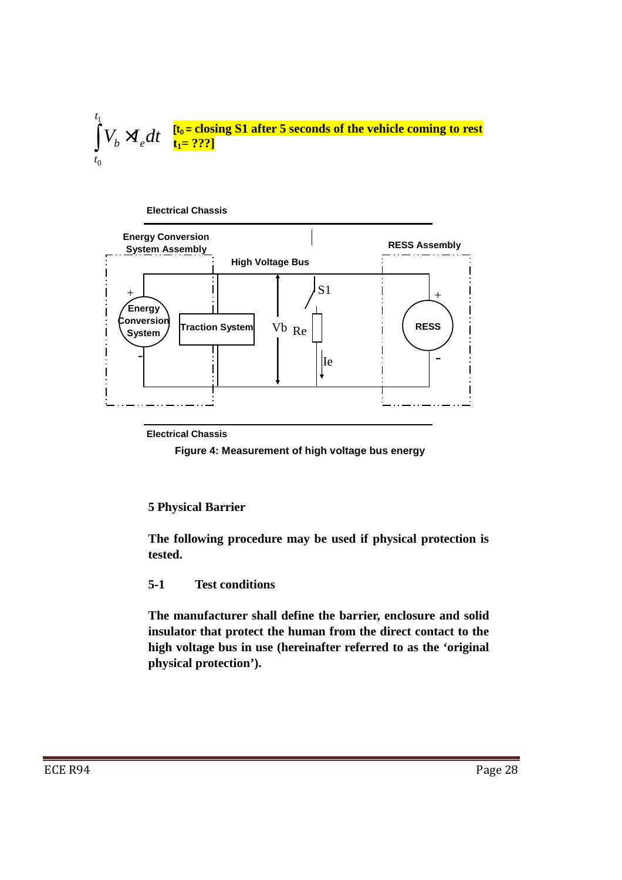$$\int_{t_0}^{t_1} V_b \times I_e dt$$

**[$t_0$ = closing S1 after 5 seconds of the vehicle coming to rest**
**$t_1$ = ???]**

Electrical Chassis

Energy Conversion System Assembly

High Voltage Bus

RESS Assembly

Energy Conversion System

Traction System

Vb

Re

S1

Ie

RESS

Electrical Chassis

**Figure 4: Measurement of high voltage bus energy**

## 5 Physical Barrier

**The following procedure may be used if physical protection is tested.**

### 5-1 Test conditions

**The manufacturer shall define the barrier, enclosure and solid insulator that protect the human from the direct contact to the high voltage bus in use (hereinafter referred to as the 'original physical protection').**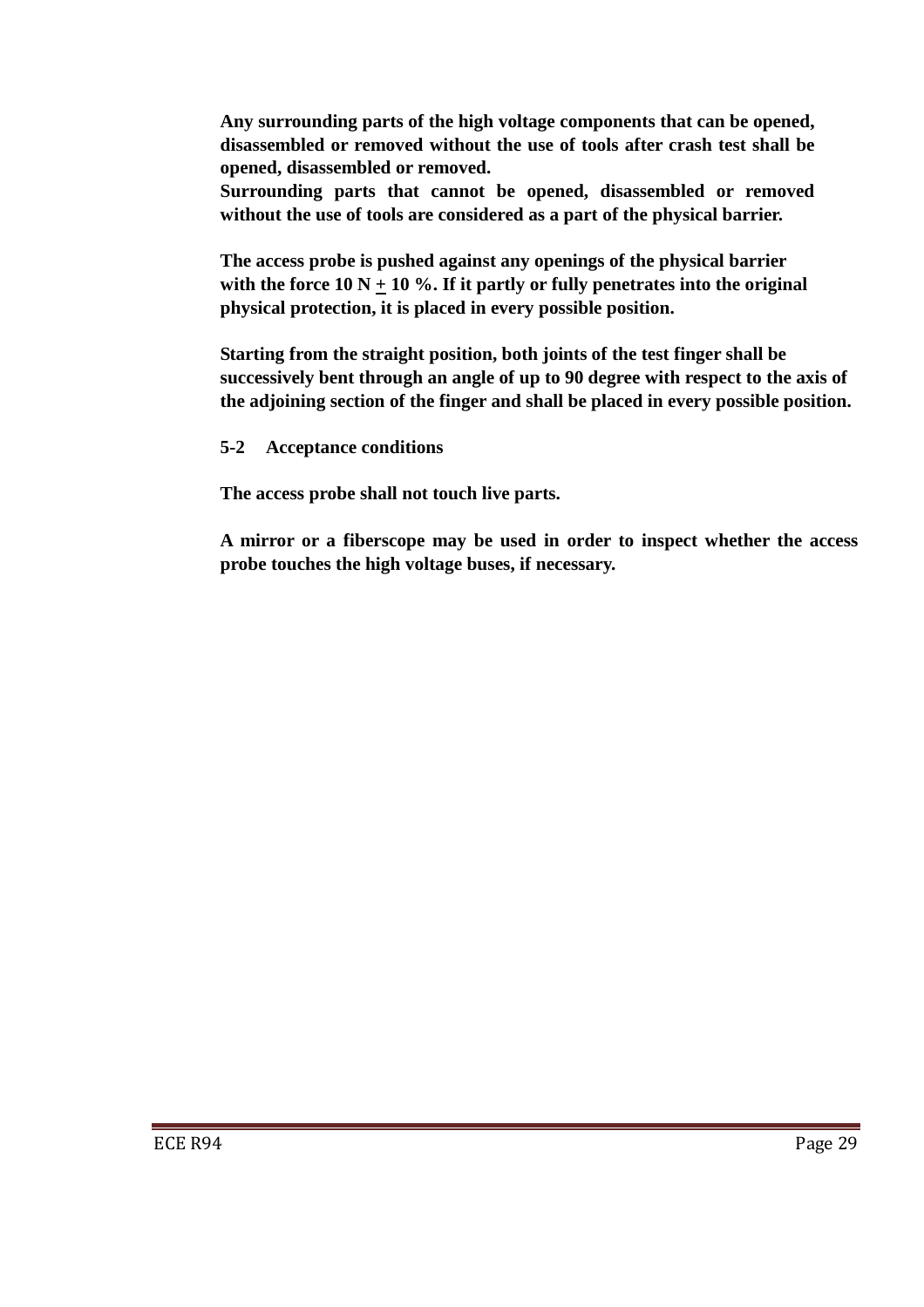**Any surrounding parts of the high voltage components that can be opened, disassembled or removed without the use of tools after crash test shall be opened, disassembled or removed.**
**Surrounding parts that cannot be opened, disassembled or removed without the use of tools are considered as a part of the physical barrier.**

**The access probe is pushed against any openings of the physical barrier with the force 10 N ± 10 %. If it partly or fully penetrates into the original physical protection, it is placed in every possible position.**

**Starting from the straight position, both joints of the test finger shall be successively bent through an angle of up to 90 degree with respect to the axis of the adjoining section of the finger and shall be placed in every possible position.**

**5-2 Acceptance conditions**

**The access probe shall not touch live parts.**

**A mirror or a fiberscope may be used in order to inspect whether the access probe touches the high voltage buses, if necessary.**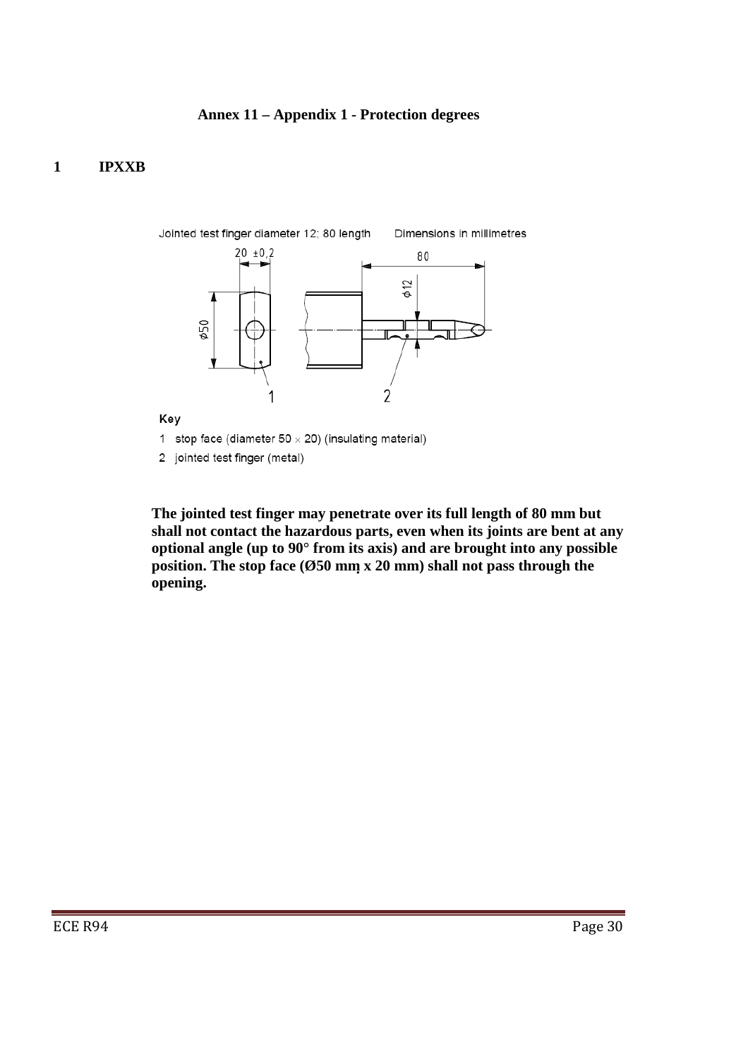### Annex 11 – Appendix 1 - Protection degrees

## 1 IPXXB

Jointed test finger diameter 12; 80 length

Dimensions in millimetres

20 ±0,2

80

ϕ12

ϕ50

1

2

Key

1 stop face (diameter 50 × 20) (insulating material)

2 jointed test finger (metal)

**The jointed test finger may penetrate over its full length of 80 mm but shall not contact the hazardous parts, even when its joints are bent at any optional angle (up to 90° from its axis) and are brought into any possible position. The stop face (Ø50 mm x 20 mm) shall not pass through the opening.**